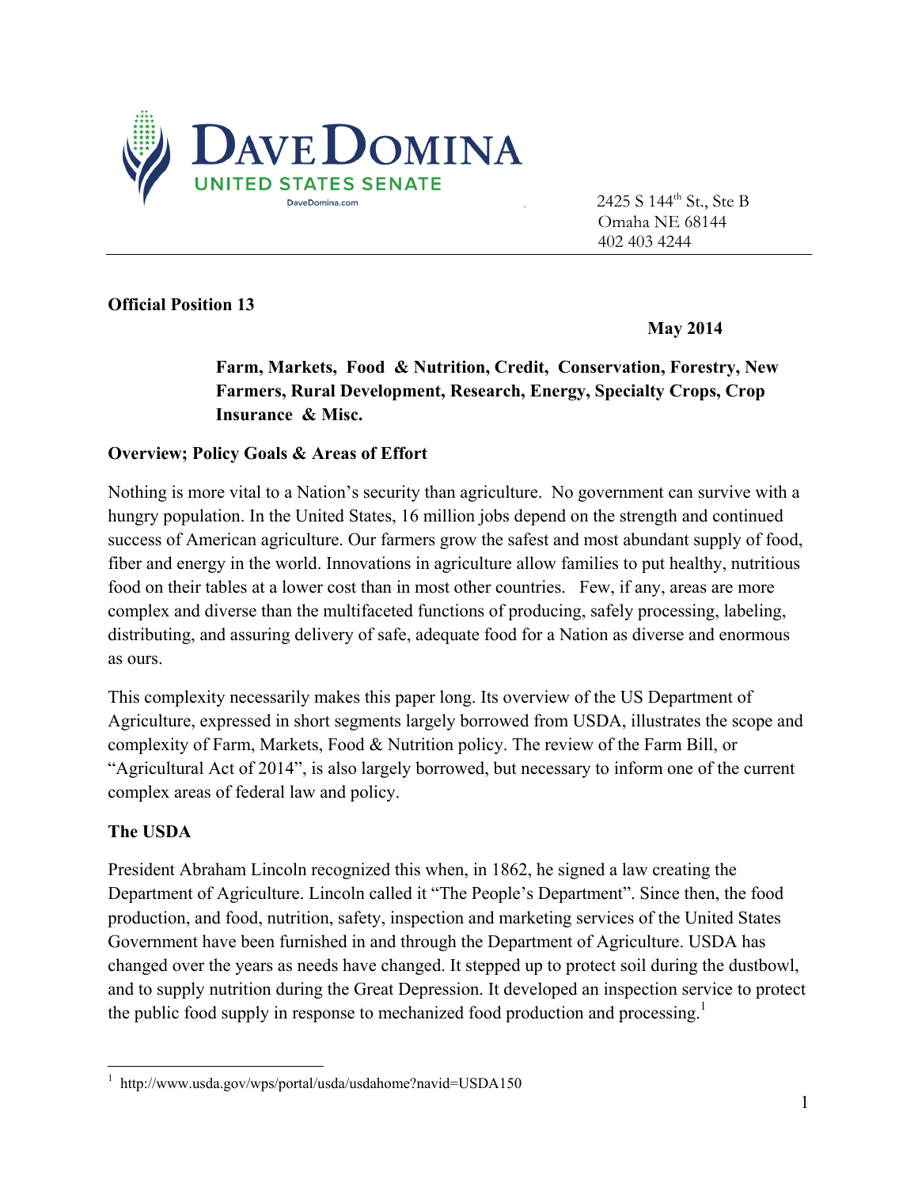**DAVE DOMINA**
**UNITED STATES SENATE**
DaveDomina.com

2425 S 144th St., Ste B
Omaha NE 68144
402 403 4244

---

**Official Position 13**

**May 2014**

**Farm, Markets, Food & Nutrition, Credit, Conservation, Forestry, New Farmers, Rural Development, Research, Energy, Specialty Crops, Crop Insurance & Misc.**

## Overview; Policy Goals & Areas of Effort

Nothing is more vital to a Nation's security than agriculture. No government can survive with a hungry population. In the United States, 16 million jobs depend on the strength and continued success of American agriculture. Our farmers grow the safest and most abundant supply of food, fiber and energy in the world. Innovations in agriculture allow families to put healthy, nutritious food on their tables at a lower cost than in most other countries. Few, if any, areas are more complex and diverse than the multifaceted functions of producing, safely processing, labeling, distributing, and assuring delivery of safe, adequate food for a Nation as diverse and enormous as ours.

This complexity necessarily makes this paper long. Its overview of the US Department of Agriculture, expressed in short segments largely borrowed from USDA, illustrates the scope and complexity of Farm, Markets, Food & Nutrition policy. The review of the Farm Bill, or "Agricultural Act of 2014", is also largely borrowed, but necessary to inform one of the current complex areas of federal law and policy.

## The USDA

President Abraham Lincoln recognized this when, in 1862, he signed a law creating the Department of Agriculture. Lincoln called it "The People's Department". Since then, the food production, and food, nutrition, safety, inspection and marketing services of the United States Government have been furnished in and through the Department of Agriculture. USDA has changed over the years as needs have changed. It stepped up to protect soil during the dustbowl, and to supply nutrition during the Great Depression. It developed an inspection service to protect the public food supply in response to mechanized food production and processing.[1]

---

[1] http://www.usda.gov/wps/portal/usda/usdahome?navid=USDA150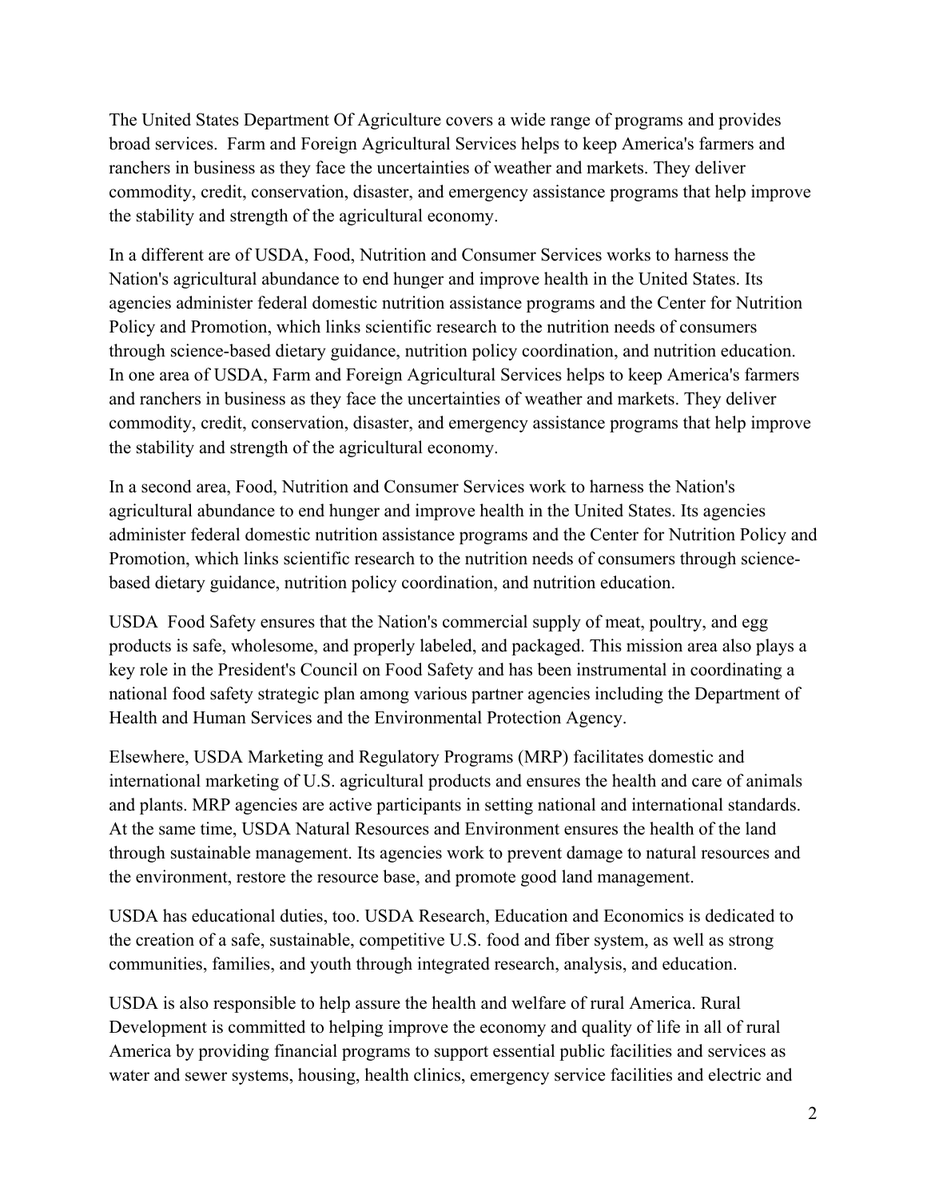The United States Department Of Agriculture covers a wide range of programs and provides broad services.  Farm and Foreign Agricultural Services helps to keep America's farmers and ranchers in business as they face the uncertainties of weather and markets. They deliver commodity, credit, conservation, disaster, and emergency assistance programs that help improve the stability and strength of the agricultural economy.

In a different are of USDA, Food, Nutrition and Consumer Services works to harness the Nation's agricultural abundance to end hunger and improve health in the United States. Its agencies administer federal domestic nutrition assistance programs and the Center for Nutrition Policy and Promotion, which links scientific research to the nutrition needs of consumers through science-based dietary guidance, nutrition policy coordination, and nutrition education. In one area of USDA, Farm and Foreign Agricultural Services helps to keep America's farmers and ranchers in business as they face the uncertainties of weather and markets. They deliver commodity, credit, conservation, disaster, and emergency assistance programs that help improve the stability and strength of the agricultural economy.

In a second area, Food, Nutrition and Consumer Services work to harness the Nation's agricultural abundance to end hunger and improve health in the United States. Its agencies administer federal domestic nutrition assistance programs and the Center for Nutrition Policy and Promotion, which links scientific research to the nutrition needs of consumers through science-based dietary guidance, nutrition policy coordination, and nutrition education.

USDA  Food Safety ensures that the Nation's commercial supply of meat, poultry, and egg products is safe, wholesome, and properly labeled, and packaged. This mission area also plays a key role in the President's Council on Food Safety and has been instrumental in coordinating a national food safety strategic plan among various partner agencies including the Department of Health and Human Services and the Environmental Protection Agency.

Elsewhere, USDA Marketing and Regulatory Programs (MRP) facilitates domestic and international marketing of U.S. agricultural products and ensures the health and care of animals and plants. MRP agencies are active participants in setting national and international standards. At the same time, USDA Natural Resources and Environment ensures the health of the land through sustainable management. Its agencies work to prevent damage to natural resources and the environment, restore the resource base, and promote good land management.

USDA has educational duties, too. USDA Research, Education and Economics is dedicated to the creation of a safe, sustainable, competitive U.S. food and fiber system, as well as strong communities, families, and youth through integrated research, analysis, and education.

USDA is also responsible to help assure the health and welfare of rural America. Rural Development is committed to helping improve the economy and quality of life in all of rural America by providing financial programs to support essential public facilities and services as water and sewer systems, housing, health clinics, emergency service facilities and electric and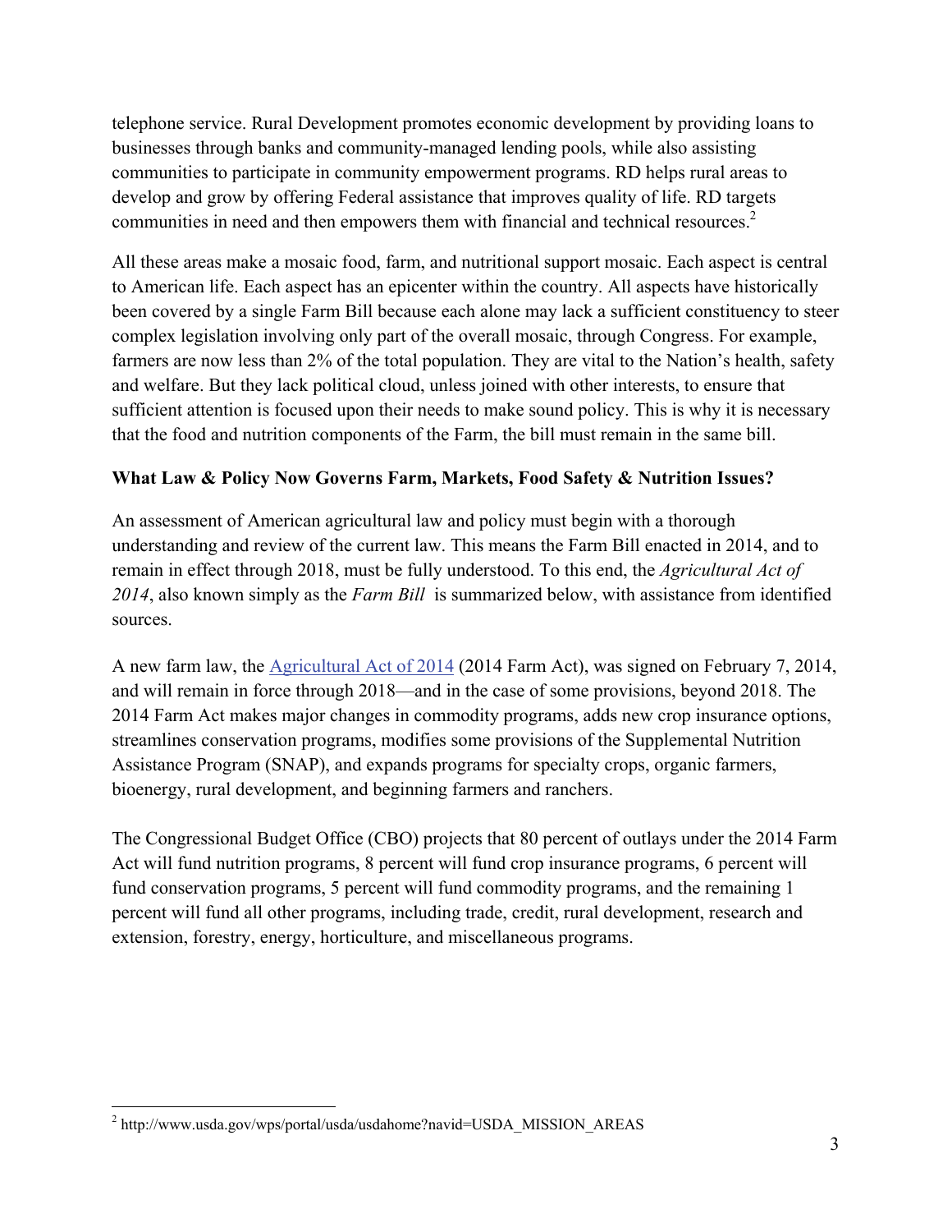telephone service. Rural Development promotes economic development by providing loans to businesses through banks and community-managed lending pools, while also assisting communities to participate in community empowerment programs. RD helps rural areas to develop and grow by offering Federal assistance that improves quality of life. RD targets communities in need and then empowers them with financial and technical resources.[2]

All these areas make a mosaic food, farm, and nutritional support mosaic. Each aspect is central to American life. Each aspect has an epicenter within the country. All aspects have historically been covered by a single Farm Bill because each alone may lack a sufficient constituency to steer complex legislation involving only part of the overall mosaic, through Congress. For example, farmers are now less than 2% of the total population. They are vital to the Nation's health, safety and welfare. But they lack political cloud, unless joined with other interests, to ensure that sufficient attention is focused upon their needs to make sound policy. This is why it is necessary that the food and nutrition components of the Farm, the bill must remain in the same bill.

**What Law & Policy Now Governs Farm, Markets, Food Safety & Nutrition Issues?**

An assessment of American agricultural law and policy must begin with a thorough understanding and review of the current law. This means the Farm Bill enacted in 2014, and to remain in effect through 2018, must be fully understood. To this end, the *Agricultural Act of 2014*, also known simply as the *Farm Bill* is summarized below, with assistance from identified sources.

A new farm law, the Agricultural Act of 2014 (2014 Farm Act), was signed on February 7, 2014, and will remain in force through 2018—and in the case of some provisions, beyond 2018. The 2014 Farm Act makes major changes in commodity programs, adds new crop insurance options, streamlines conservation programs, modifies some provisions of the Supplemental Nutrition Assistance Program (SNAP), and expands programs for specialty crops, organic farmers, bioenergy, rural development, and beginning farmers and ranchers.

The Congressional Budget Office (CBO) projects that 80 percent of outlays under the 2014 Farm Act will fund nutrition programs, 8 percent will fund crop insurance programs, 6 percent will fund conservation programs, 5 percent will fund commodity programs, and the remaining 1 percent will fund all other programs, including trade, credit, rural development, research and extension, forestry, energy, horticulture, and miscellaneous programs.

[2] http://www.usda.gov/wps/portal/usda/usdahome?navid=USDA_MISSION_AREAS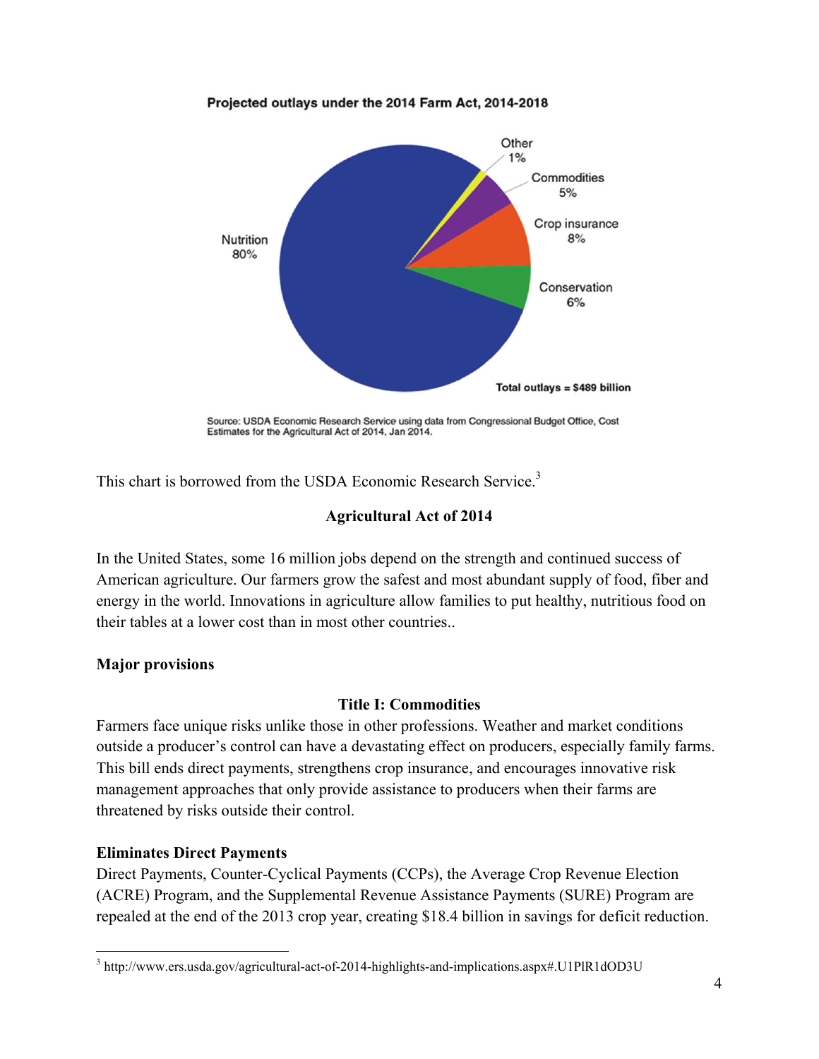**Projected outlays under the 2014 Farm Act, 2014-2018**

Other 1%

Commodities 5%

Crop insurance 8%

Conservation 6%

Nutrition 80%

Total outlays = $489 billion

Source: USDA Economic Research Service using data from Congressional Budget Office, Cost Estimates for the Agricultural Act of 2014, Jan 2014.

This chart is borrowed from the USDA Economic Research Service.[3]

## Agricultural Act of 2014

In the United States, some 16 million jobs depend on the strength and continued success of American agriculture. Our farmers grow the safest and most abundant supply of food, fiber and energy in the world. Innovations in agriculture allow families to put healthy, nutritious food on their tables at a lower cost than in most other countries..

### Major provisions

#### Title I: Commodities

Farmers face unique risks unlike those in other professions. Weather and market conditions outside a producer's control can have a devastating effect on producers, especially family farms. This bill ends direct payments, strengthens crop insurance, and encourages innovative risk management approaches that only provide assistance to producers when their farms are threatened by risks outside their control.

**Eliminates Direct Payments**

Direct Payments, Counter-Cyclical Payments (CCPs), the Average Crop Revenue Election (ACRE) Program, and the Supplemental Revenue Assistance Payments (SURE) Program are repealed at the end of the 2013 crop year, creating $18.4 billion in savings for deficit reduction.

---

[3] http://www.ers.usda.gov/agricultural-act-of-2014-highlights-and-implications.aspx#.U1PlR1dOD3U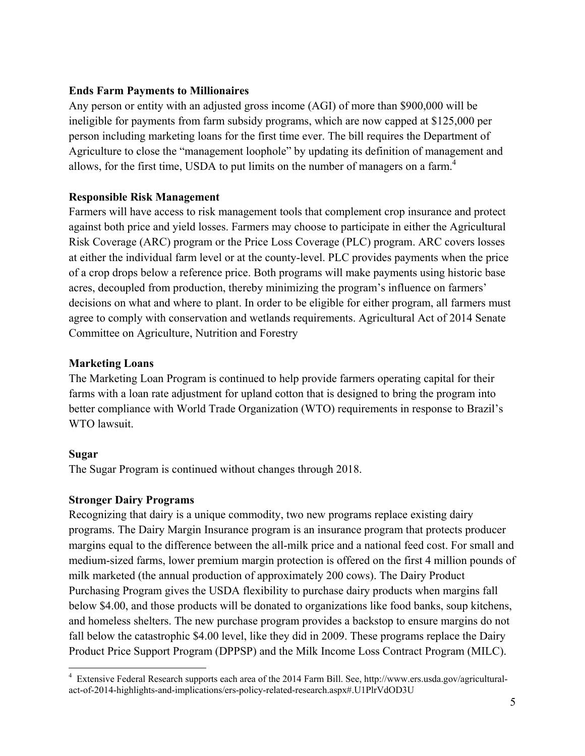**Ends Farm Payments to Millionaires**

Any person or entity with an adjusted gross income (AGI) of more than $900,000 will be ineligible for payments from farm subsidy programs, which are now capped at $125,000 per person including marketing loans for the first time ever. The bill requires the Department of Agriculture to close the "management loophole" by updating its definition of management and allows, for the first time, USDA to put limits on the number of managers on a farm.[4]

**Responsible Risk Management**

Farmers will have access to risk management tools that complement crop insurance and protect against both price and yield losses. Farmers may choose to participate in either the Agricultural Risk Coverage (ARC) program or the Price Loss Coverage (PLC) program. ARC covers losses at either the individual farm level or at the county-level. PLC provides payments when the price of a crop drops below a reference price. Both programs will make payments using historic base acres, decoupled from production, thereby minimizing the program's influence on farmers' decisions on what and where to plant. In order to be eligible for either program, all farmers must agree to comply with conservation and wetlands requirements. Agricultural Act of 2014 Senate Committee on Agriculture, Nutrition and Forestry

**Marketing Loans**

The Marketing Loan Program is continued to help provide farmers operating capital for their farms with a loan rate adjustment for upland cotton that is designed to bring the program into better compliance with World Trade Organization (WTO) requirements in response to Brazil's WTO lawsuit.

**Sugar**

The Sugar Program is continued without changes through 2018.

**Stronger Dairy Programs**

Recognizing that dairy is a unique commodity, two new programs replace existing dairy programs. The Dairy Margin Insurance program is an insurance program that protects producer margins equal to the difference between the all-milk price and a national feed cost. For small and medium-sized farms, lower premium margin protection is offered on the first 4 million pounds of milk marketed (the annual production of approximately 200 cows). The Dairy Product Purchasing Program gives the USDA flexibility to purchase dairy products when margins fall below $4.00, and those products will be donated to organizations like food banks, soup kitchens, and homeless shelters. The new purchase program provides a backstop to ensure margins do not fall below the catastrophic $4.00 level, like they did in 2009. These programs replace the Dairy Product Price Support Program (DPPSP) and the Milk Income Loss Contract Program (MILC).

---

[4] Extensive Federal Research supports each area of the 2014 Farm Bill. See, http://www.ers.usda.gov/agricultural-act-of-2014-highlights-and-implications/ers-policy-related-research.aspx#.U1PlrVdOD3U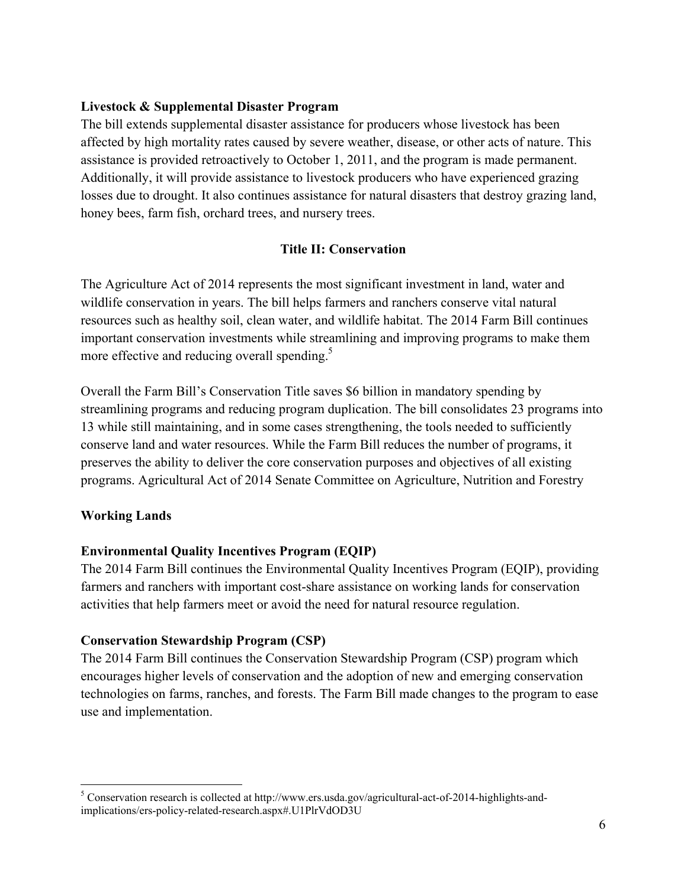**Livestock & Supplemental Disaster Program**

The bill extends supplemental disaster assistance for producers whose livestock has been affected by high mortality rates caused by severe weather, disease, or other acts of nature. This assistance is provided retroactively to October 1, 2011, and the program is made permanent. Additionally, it will provide assistance to livestock producers who have experienced grazing losses due to drought. It also continues assistance for natural disasters that destroy grazing land, honey bees, farm fish, orchard trees, and nursery trees.

## Title II: Conservation

The Agriculture Act of 2014 represents the most significant investment in land, water and wildlife conservation in years. The bill helps farmers and ranchers conserve vital natural resources such as healthy soil, clean water, and wildlife habitat. The 2014 Farm Bill continues important conservation investments while streamlining and improving programs to make them more effective and reducing overall spending.[5]

Overall the Farm Bill's Conservation Title saves $6 billion in mandatory spending by streamlining programs and reducing program duplication. The bill consolidates 23 programs into 13 while still maintaining, and in some cases strengthening, the tools needed to sufficiently conserve land and water resources. While the Farm Bill reduces the number of programs, it preserves the ability to deliver the core conservation purposes and objectives of all existing programs. Agricultural Act of 2014 Senate Committee on Agriculture, Nutrition and Forestry

### Working Lands

**Environmental Quality Incentives Program (EQIP)**

The 2014 Farm Bill continues the Environmental Quality Incentives Program (EQIP), providing farmers and ranchers with important cost-share assistance on working lands for conservation activities that help farmers meet or avoid the need for natural resource regulation.

**Conservation Stewardship Program (CSP)**

The 2014 Farm Bill continues the Conservation Stewardship Program (CSP) program which encourages higher levels of conservation and the adoption of new and emerging conservation technologies on farms, ranches, and forests. The Farm Bill made changes to the program to ease use and implementation.

---

[5] Conservation research is collected at http://www.ers.usda.gov/agricultural-act-of-2014-highlights-and-implications/ers-policy-related-research.aspx#.U1PlrVdOD3U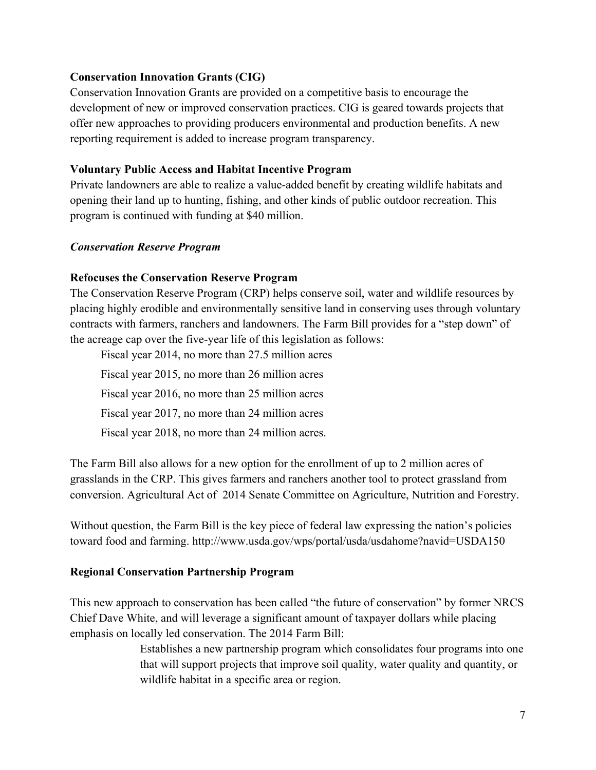**Conservation Innovation Grants (CIG)**

Conservation Innovation Grants are provided on a competitive basis to encourage the development of new or improved conservation practices. CIG is geared towards projects that offer new approaches to providing producers environmental and production benefits. A new reporting requirement is added to increase program transparency.

**Voluntary Public Access and Habitat Incentive Program**

Private landowners are able to realize a value-added benefit by creating wildlife habitats and opening their land up to hunting, fishing, and other kinds of public outdoor recreation. This program is continued with funding at $40 million.

***Conservation Reserve Program***

**Refocuses the Conservation Reserve Program**

The Conservation Reserve Program (CRP) helps conserve soil, water and wildlife resources by placing highly erodible and environmentally sensitive land in conserving uses through voluntary contracts with farmers, ranchers and landowners. The Farm Bill provides for a "step down" of the acreage cap over the five-year life of this legislation as follows:

Fiscal year 2014, no more than 27.5 million acres

Fiscal year 2015, no more than 26 million acres

Fiscal year 2016, no more than 25 million acres

Fiscal year 2017, no more than 24 million acres

Fiscal year 2018, no more than 24 million acres.

The Farm Bill also allows for a new option for the enrollment of up to 2 million acres of grasslands in the CRP. This gives farmers and ranchers another tool to protect grassland from conversion. Agricultural Act of 2014 Senate Committee on Agriculture, Nutrition and Forestry.

Without question, the Farm Bill is the key piece of federal law expressing the nation's policies toward food and farming. http://www.usda.gov/wps/portal/usda/usdahome?navid=USDA150

**Regional Conservation Partnership Program**

This new approach to conservation has been called "the future of conservation" by former NRCS Chief Dave White, and will leverage a significant amount of taxpayer dollars while placing emphasis on locally led conservation. The 2014 Farm Bill:

Establishes a new partnership program which consolidates four programs into one that will support projects that improve soil quality, water quality and quantity, or wildlife habitat in a specific area or region.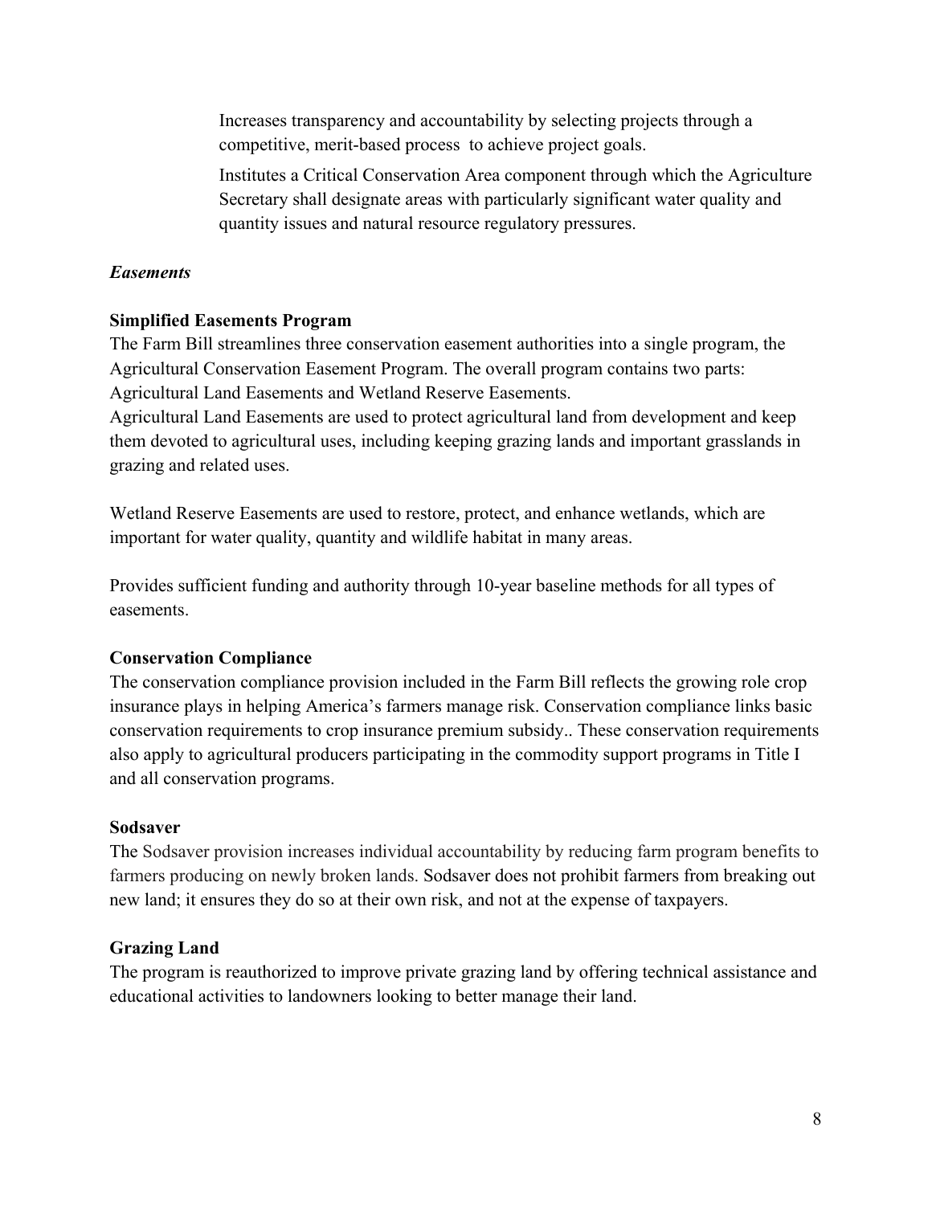Increases transparency and accountability by selecting projects through a competitive, merit-based process  to achieve project goals.

Institutes a Critical Conservation Area component through which the Agriculture Secretary shall designate areas with particularly significant water quality and quantity issues and natural resource regulatory pressures.

*Easements*

**Simplified Easements Program**

The Farm Bill streamlines three conservation easement authorities into a single program, the Agricultural Conservation Easement Program. The overall program contains two parts: Agricultural Land Easements and Wetland Reserve Easements.

Agricultural Land Easements are used to protect agricultural land from development and keep them devoted to agricultural uses, including keeping grazing lands and important grasslands in grazing and related uses.

Wetland Reserve Easements are used to restore, protect, and enhance wetlands, which are important for water quality, quantity and wildlife habitat in many areas.

Provides sufficient funding and authority through 10-year baseline methods for all types of easements.

**Conservation Compliance**

The conservation compliance provision included in the Farm Bill reflects the growing role crop insurance plays in helping America's farmers manage risk. Conservation compliance links basic conservation requirements to crop insurance premium subsidy.. These conservation requirements also apply to agricultural producers participating in the commodity support programs in Title I and all conservation programs.

**Sodsaver**

The Sodsaver provision increases individual accountability by reducing farm program benefits to farmers producing on newly broken lands. Sodsaver does not prohibit farmers from breaking out new land; it ensures they do so at their own risk, and not at the expense of taxpayers.

**Grazing Land**

The program is reauthorized to improve private grazing land by offering technical assistance and educational activities to landowners looking to better manage their land.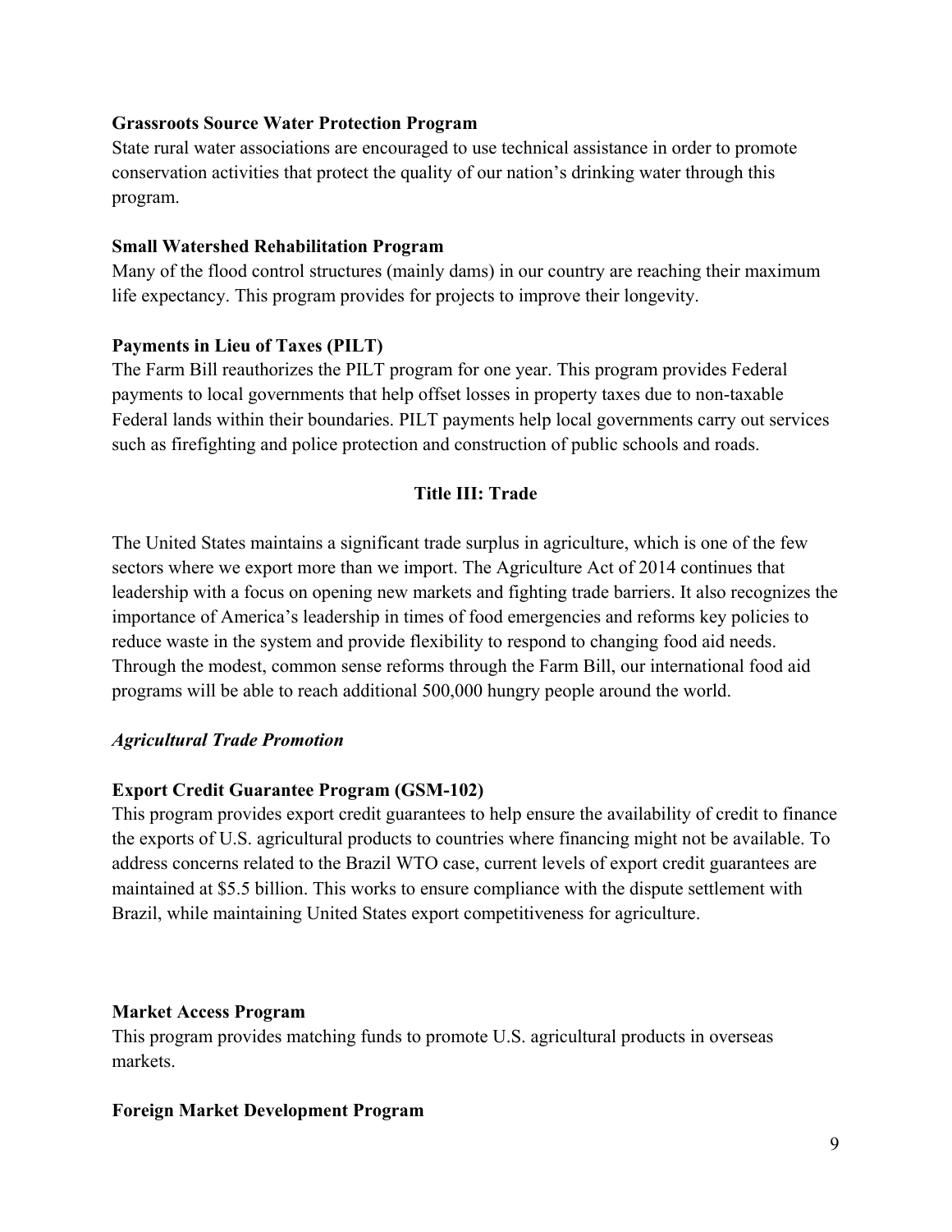**Grassroots Source Water Protection Program**
State rural water associations are encouraged to use technical assistance in order to promote conservation activities that protect the quality of our nation's drinking water through this program.

**Small Watershed Rehabilitation Program**
Many of the flood control structures (mainly dams) in our country are reaching their maximum life expectancy. This program provides for projects to improve their longevity.

**Payments in Lieu of Taxes (PILT)**
The Farm Bill reauthorizes the PILT program for one year. This program provides Federal payments to local governments that help offset losses in property taxes due to non-taxable Federal lands within their boundaries. PILT payments help local governments carry out services such as firefighting and police protection and construction of public schools and roads.

## Title III: Trade

The United States maintains a significant trade surplus in agriculture, which is one of the few sectors where we export more than we import. The Agriculture Act of 2014 continues that leadership with a focus on opening new markets and fighting trade barriers. It also recognizes the importance of America's leadership in times of food emergencies and reforms key policies to reduce waste in the system and provide flexibility to respond to changing food aid needs. Through the modest, common sense reforms through the Farm Bill, our international food aid programs will be able to reach additional 500,000 hungry people around the world.

***Agricultural Trade Promotion***

**Export Credit Guarantee Program (GSM-102)**
This program provides export credit guarantees to help ensure the availability of credit to finance the exports of U.S. agricultural products to countries where financing might not be available. To address concerns related to the Brazil WTO case, current levels of export credit guarantees are maintained at $5.5 billion. This works to ensure compliance with the dispute settlement with Brazil, while maintaining United States export competitiveness for agriculture.

**Market Access Program**
This program provides matching funds to promote U.S. agricultural products in overseas markets.

**Foreign Market Development Program**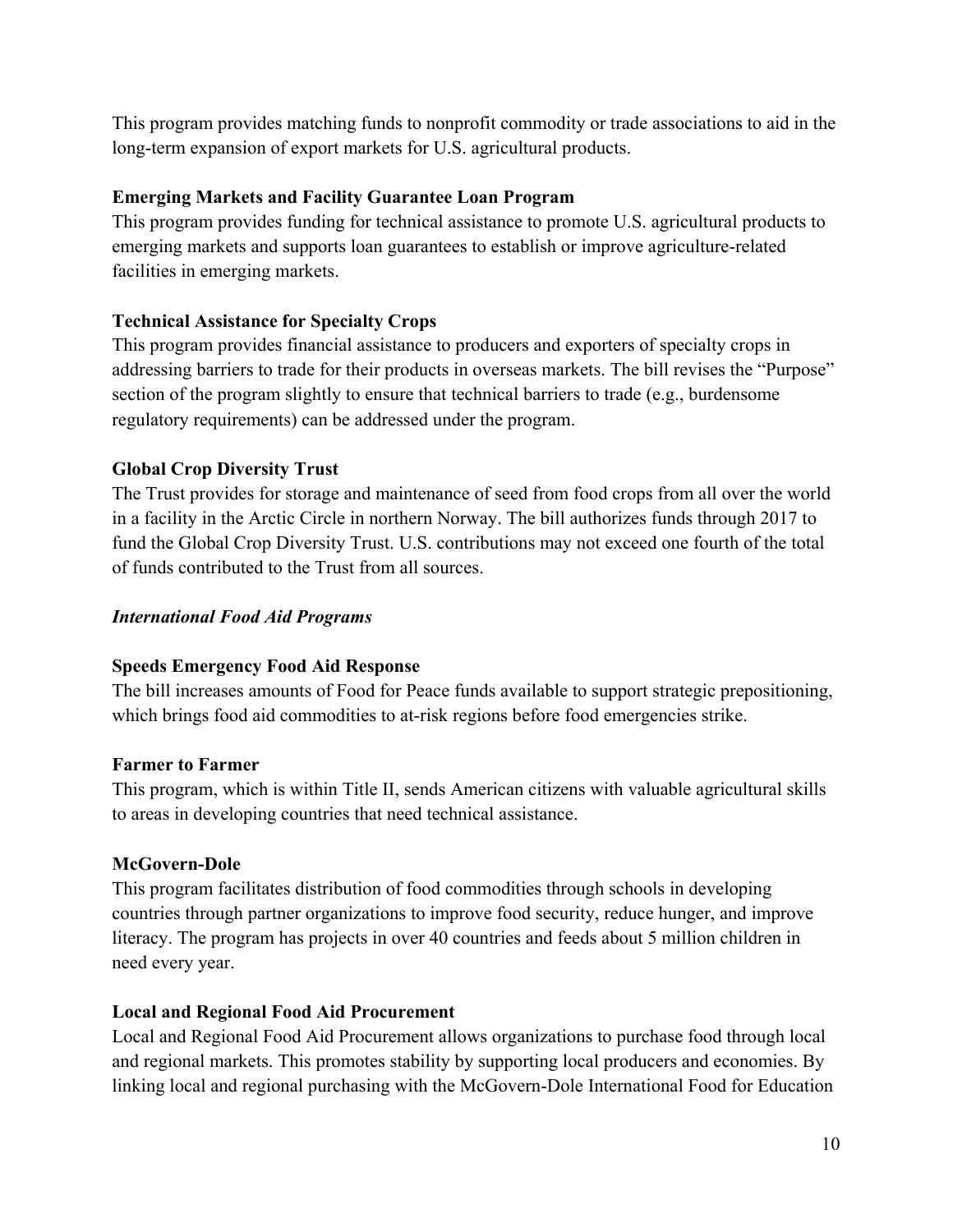This program provides matching funds to nonprofit commodity or trade associations to aid in the long-term expansion of export markets for U.S. agricultural products.

**Emerging Markets and Facility Guarantee Loan Program**
This program provides funding for technical assistance to promote U.S. agricultural products to emerging markets and supports loan guarantees to establish or improve agriculture-related facilities in emerging markets.

**Technical Assistance for Specialty Crops**
This program provides financial assistance to producers and exporters of specialty crops in addressing barriers to trade for their products in overseas markets. The bill revises the "Purpose" section of the program slightly to ensure that technical barriers to trade (e.g., burdensome regulatory requirements) can be addressed under the program.

**Global Crop Diversity Trust**
The Trust provides for storage and maintenance of seed from food crops from all over the world in a facility in the Arctic Circle in northern Norway. The bill authorizes funds through 2017 to fund the Global Crop Diversity Trust. U.S. contributions may not exceed one fourth of the total of funds contributed to the Trust from all sources.

***International Food Aid Programs***

**Speeds Emergency Food Aid Response**
The bill increases amounts of Food for Peace funds available to support strategic prepositioning, which brings food aid commodities to at-risk regions before food emergencies strike.

**Farmer to Farmer**
This program, which is within Title II, sends American citizens with valuable agricultural skills to areas in developing countries that need technical assistance.

**McGovern-Dole**
This program facilitates distribution of food commodities through schools in developing countries through partner organizations to improve food security, reduce hunger, and improve literacy. The program has projects in over 40 countries and feeds about 5 million children in need every year.

**Local and Regional Food Aid Procurement**
Local and Regional Food Aid Procurement allows organizations to purchase food through local and regional markets. This promotes stability by supporting local producers and economies. By linking local and regional purchasing with the McGovern-Dole International Food for Education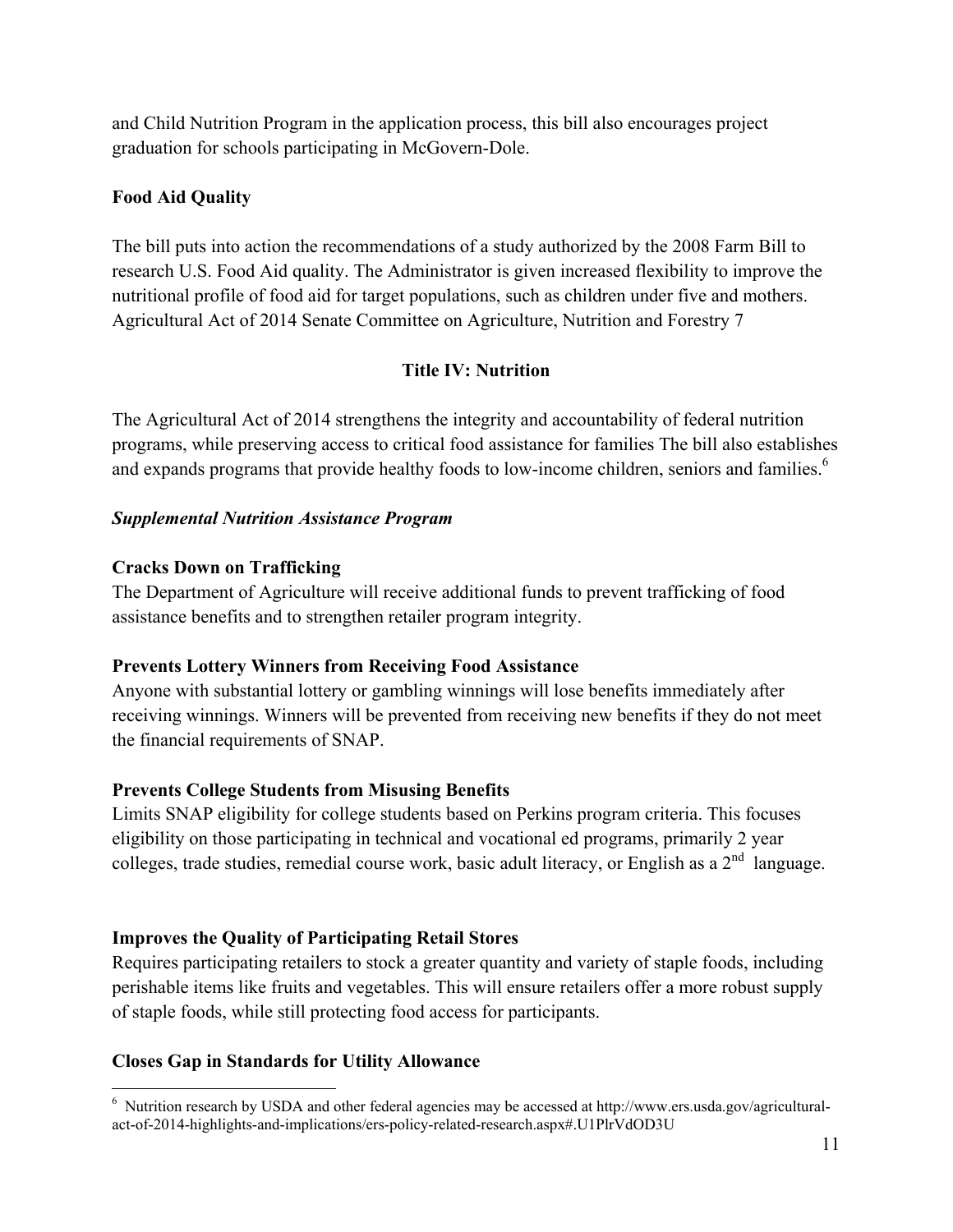and Child Nutrition Program in the application process, this bill also encourages project graduation for schools participating in McGovern-Dole.

**Food Aid Quality**

The bill puts into action the recommendations of a study authorized by the 2008 Farm Bill to research U.S. Food Aid quality. The Administrator is given increased flexibility to improve the nutritional profile of food aid for target populations, such as children under five and mothers. Agricultural Act of 2014 Senate Committee on Agriculture, Nutrition and Forestry 7

## Title IV: Nutrition

The Agricultural Act of 2014 strengthens the integrity and accountability of federal nutrition programs, while preserving access to critical food assistance for families The bill also establishes and expands programs that provide healthy foods to low-income children, seniors and families.[6]

### *Supplemental Nutrition Assistance Program*

**Cracks Down on Trafficking**

The Department of Agriculture will receive additional funds to prevent trafficking of food assistance benefits and to strengthen retailer program integrity.

**Prevents Lottery Winners from Receiving Food Assistance**

Anyone with substantial lottery or gambling winnings will lose benefits immediately after receiving winnings. Winners will be prevented from receiving new benefits if they do not meet the financial requirements of SNAP.

**Prevents College Students from Misusing Benefits**

Limits SNAP eligibility for college students based on Perkins program criteria. This focuses eligibility on those participating in technical and vocational ed programs, primarily 2 year colleges, trade studies, remedial course work, basic adult literacy, or English as a 2nd language.

**Improves the Quality of Participating Retail Stores**

Requires participating retailers to stock a greater quantity and variety of staple foods, including perishable items like fruits and vegetables. This will ensure retailers offer a more robust supply of staple foods, while still protecting food access for participants.

**Closes Gap in Standards for Utility Allowance**

---

[6] Nutrition research by USDA and other federal agencies may be accessed at http://www.ers.usda.gov/agricultural-act-of-2014-highlights-and-implications/ers-policy-related-research.aspx#.U1PlrVdOD3U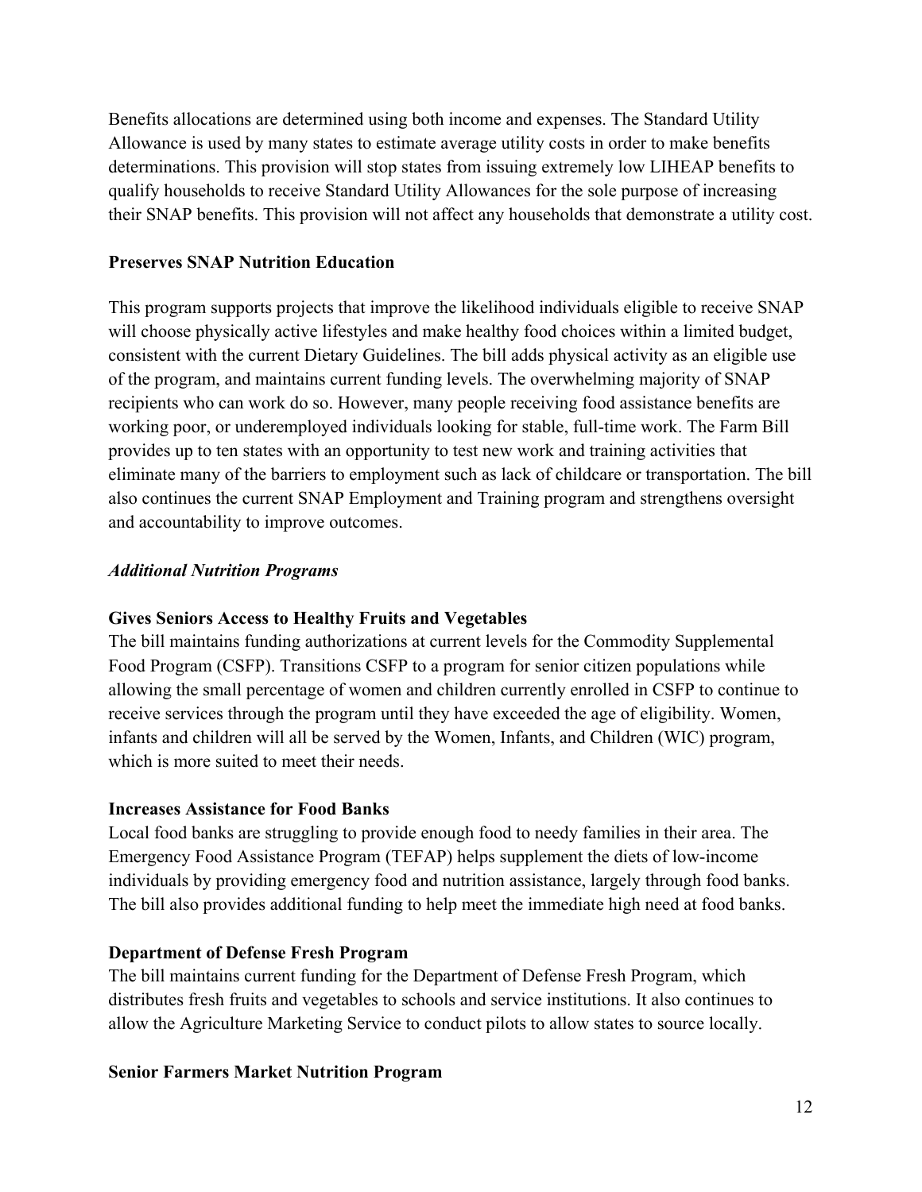Benefits allocations are determined using both income and expenses. The Standard Utility Allowance is used by many states to estimate average utility costs in order to make benefits determinations. This provision will stop states from issuing extremely low LIHEAP benefits to qualify households to receive Standard Utility Allowances for the sole purpose of increasing their SNAP benefits. This provision will not affect any households that demonstrate a utility cost.

**Preserves SNAP Nutrition Education**

This program supports projects that improve the likelihood individuals eligible to receive SNAP will choose physically active lifestyles and make healthy food choices within a limited budget, consistent with the current Dietary Guidelines. The bill adds physical activity as an eligible use of the program, and maintains current funding levels. The overwhelming majority of SNAP recipients who can work do so. However, many people receiving food assistance benefits are working poor, or underemployed individuals looking for stable, full-time work. The Farm Bill provides up to ten states with an opportunity to test new work and training activities that eliminate many of the barriers to employment such as lack of childcare or transportation. The bill also continues the current SNAP Employment and Training program and strengthens oversight and accountability to improve outcomes.

*Additional Nutrition Programs*

**Gives Seniors Access to Healthy Fruits and Vegetables**

The bill maintains funding authorizations at current levels for the Commodity Supplemental Food Program (CSFP). Transitions CSFP to a program for senior citizen populations while allowing the small percentage of women and children currently enrolled in CSFP to continue to receive services through the program until they have exceeded the age of eligibility. Women, infants and children will all be served by the Women, Infants, and Children (WIC) program, which is more suited to meet their needs.

**Increases Assistance for Food Banks**

Local food banks are struggling to provide enough food to needy families in their area. The Emergency Food Assistance Program (TEFAP) helps supplement the diets of low-income individuals by providing emergency food and nutrition assistance, largely through food banks. The bill also provides additional funding to help meet the immediate high need at food banks.

**Department of Defense Fresh Program**

The bill maintains current funding for the Department of Defense Fresh Program, which distributes fresh fruits and vegetables to schools and service institutions. It also continues to allow the Agriculture Marketing Service to conduct pilots to allow states to source locally.

**Senior Farmers Market Nutrition Program**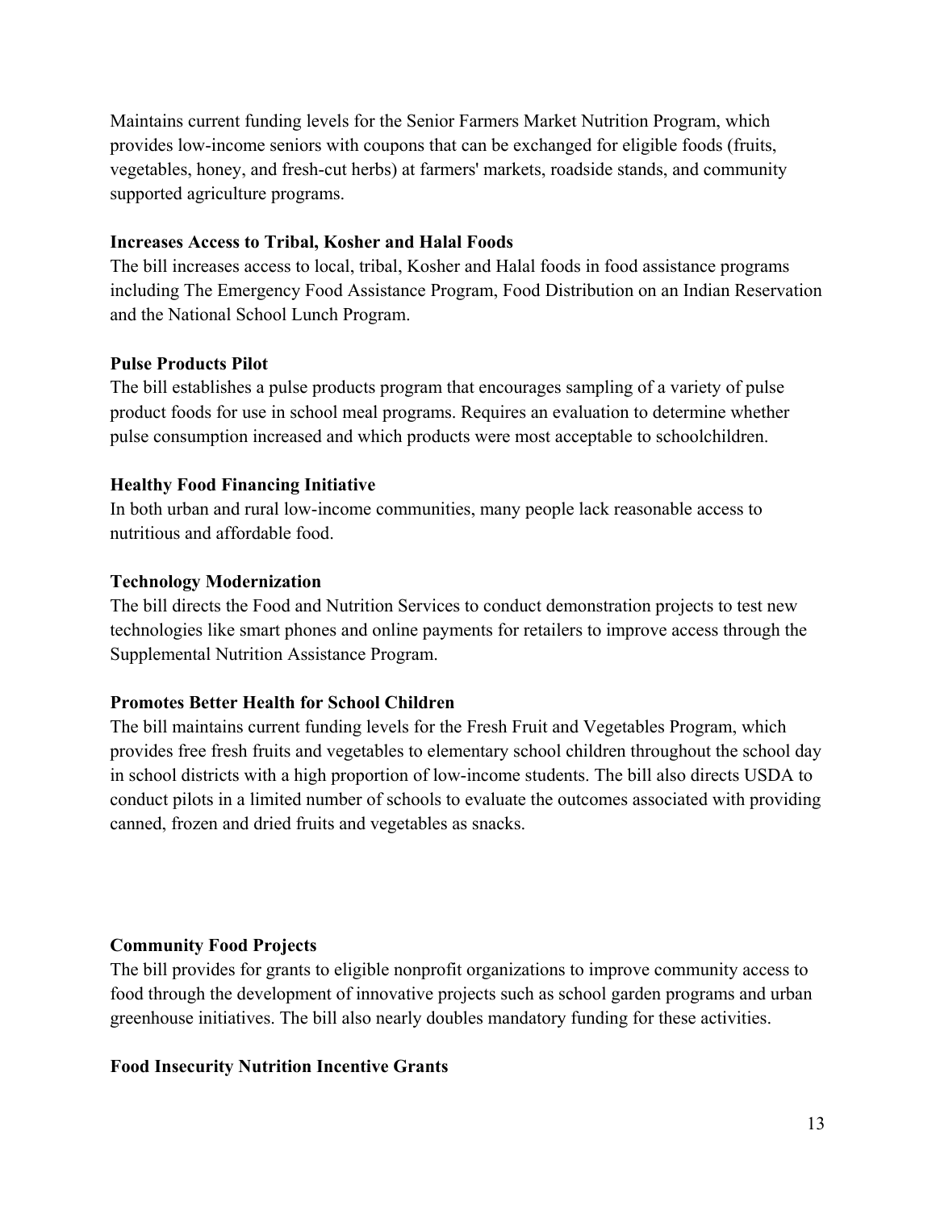Maintains current funding levels for the Senior Farmers Market Nutrition Program, which provides low-income seniors with coupons that can be exchanged for eligible foods (fruits, vegetables, honey, and fresh-cut herbs) at farmers' markets, roadside stands, and community supported agriculture programs.

**Increases Access to Tribal, Kosher and Halal Foods**

The bill increases access to local, tribal, Kosher and Halal foods in food assistance programs including The Emergency Food Assistance Program, Food Distribution on an Indian Reservation and the National School Lunch Program.

**Pulse Products Pilot**

The bill establishes a pulse products program that encourages sampling of a variety of pulse product foods for use in school meal programs. Requires an evaluation to determine whether pulse consumption increased and which products were most acceptable to schoolchildren.

**Healthy Food Financing Initiative**

In both urban and rural low-income communities, many people lack reasonable access to nutritious and affordable food.

**Technology Modernization**

The bill directs the Food and Nutrition Services to conduct demonstration projects to test new technologies like smart phones and online payments for retailers to improve access through the Supplemental Nutrition Assistance Program.

**Promotes Better Health for School Children**

The bill maintains current funding levels for the Fresh Fruit and Vegetables Program, which provides free fresh fruits and vegetables to elementary school children throughout the school day in school districts with a high proportion of low-income students. The bill also directs USDA to conduct pilots in a limited number of schools to evaluate the outcomes associated with providing canned, frozen and dried fruits and vegetables as snacks.

**Community Food Projects**

The bill provides for grants to eligible nonprofit organizations to improve community access to food through the development of innovative projects such as school garden programs and urban greenhouse initiatives. The bill also nearly doubles mandatory funding for these activities.

**Food Insecurity Nutrition Incentive Grants**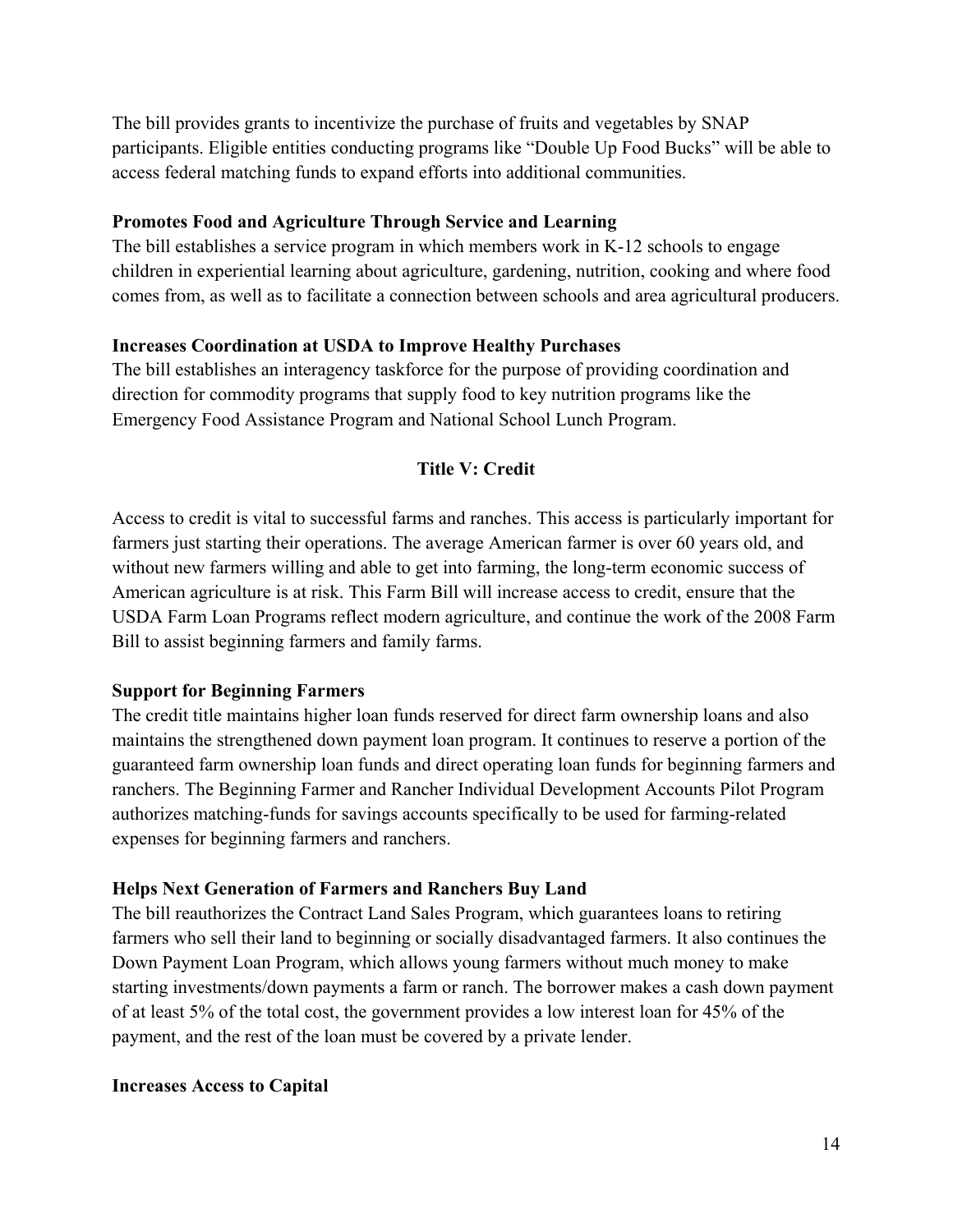The bill provides grants to incentivize the purchase of fruits and vegetables by SNAP participants. Eligible entities conducting programs like "Double Up Food Bucks" will be able to access federal matching funds to expand efforts into additional communities.

**Promotes Food and Agriculture Through Service and Learning**
The bill establishes a service program in which members work in K-12 schools to engage children in experiential learning about agriculture, gardening, nutrition, cooking and where food comes from, as well as to facilitate a connection between schools and area agricultural producers.

**Increases Coordination at USDA to Improve Healthy Purchases**
The bill establishes an interagency taskforce for the purpose of providing coordination and direction for commodity programs that supply food to key nutrition programs like the Emergency Food Assistance Program and National School Lunch Program.

## Title V: Credit

Access to credit is vital to successful farms and ranches. This access is particularly important for farmers just starting their operations. The average American farmer is over 60 years old, and without new farmers willing and able to get into farming, the long-term economic success of American agriculture is at risk. This Farm Bill will increase access to credit, ensure that the USDA Farm Loan Programs reflect modern agriculture, and continue the work of the 2008 Farm Bill to assist beginning farmers and family farms.

**Support for Beginning Farmers**
The credit title maintains higher loan funds reserved for direct farm ownership loans and also maintains the strengthened down payment loan program. It continues to reserve a portion of the guaranteed farm ownership loan funds and direct operating loan funds for beginning farmers and ranchers. The Beginning Farmer and Rancher Individual Development Accounts Pilot Program authorizes matching-funds for savings accounts specifically to be used for farming-related expenses for beginning farmers and ranchers.

**Helps Next Generation of Farmers and Ranchers Buy Land**
The bill reauthorizes the Contract Land Sales Program, which guarantees loans to retiring farmers who sell their land to beginning or socially disadvantaged farmers. It also continues the Down Payment Loan Program, which allows young farmers without much money to make starting investments/down payments a farm or ranch. The borrower makes a cash down payment of at least 5% of the total cost, the government provides a low interest loan for 45% of the payment, and the rest of the loan must be covered by a private lender.

**Increases Access to Capital**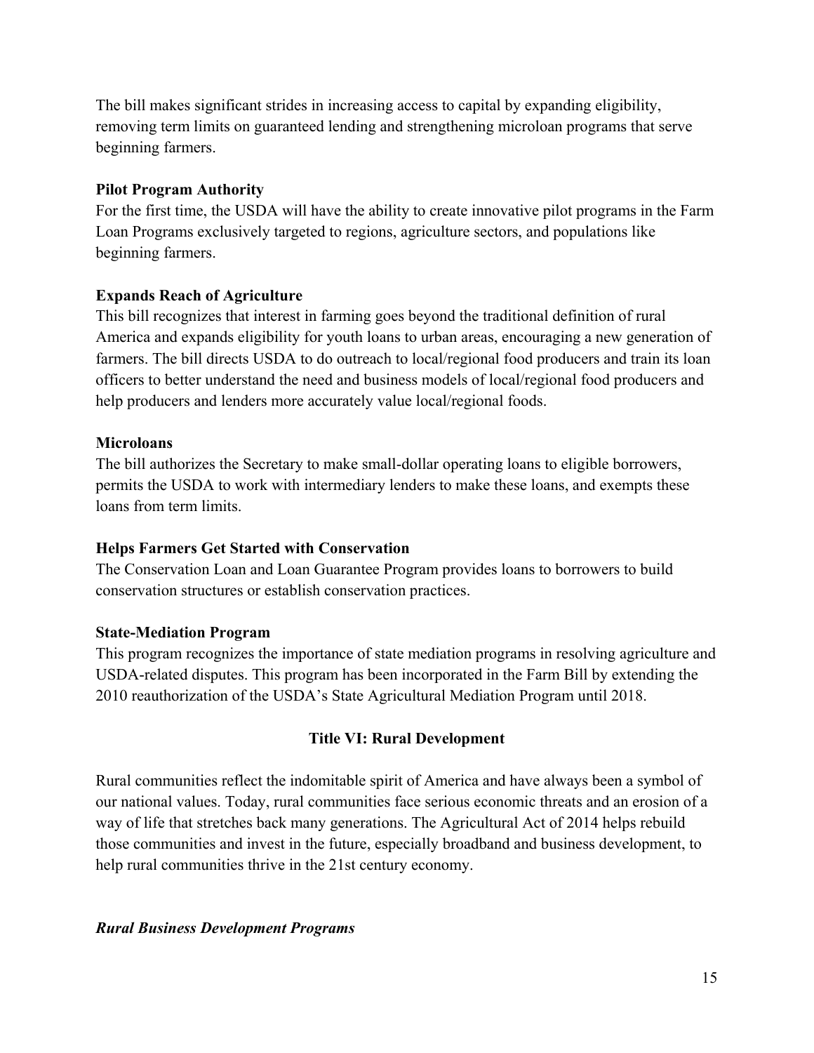The bill makes significant strides in increasing access to capital by expanding eligibility, removing term limits on guaranteed lending and strengthening microloan programs that serve beginning farmers.

**Pilot Program Authority**

For the first time, the USDA will have the ability to create innovative pilot programs in the Farm Loan Programs exclusively targeted to regions, agriculture sectors, and populations like beginning farmers.

**Expands Reach of Agriculture**

This bill recognizes that interest in farming goes beyond the traditional definition of rural America and expands eligibility for youth loans to urban areas, encouraging a new generation of farmers. The bill directs USDA to do outreach to local/regional food producers and train its loan officers to better understand the need and business models of local/regional food producers and help producers and lenders more accurately value local/regional foods.

**Microloans**

The bill authorizes the Secretary to make small-dollar operating loans to eligible borrowers, permits the USDA to work with intermediary lenders to make these loans, and exempts these loans from term limits.

**Helps Farmers Get Started with Conservation**

The Conservation Loan and Loan Guarantee Program provides loans to borrowers to build conservation structures or establish conservation practices.

**State-Mediation Program**

This program recognizes the importance of state mediation programs in resolving agriculture and USDA-related disputes. This program has been incorporated in the Farm Bill by extending the 2010 reauthorization of the USDA's State Agricultural Mediation Program until 2018.

## Title VI: Rural Development

Rural communities reflect the indomitable spirit of America and have always been a symbol of our national values. Today, rural communities face serious economic threats and an erosion of a way of life that stretches back many generations. The Agricultural Act of 2014 helps rebuild those communities and invest in the future, especially broadband and business development, to help rural communities thrive in the 21st century economy.

### *Rural Business Development Programs*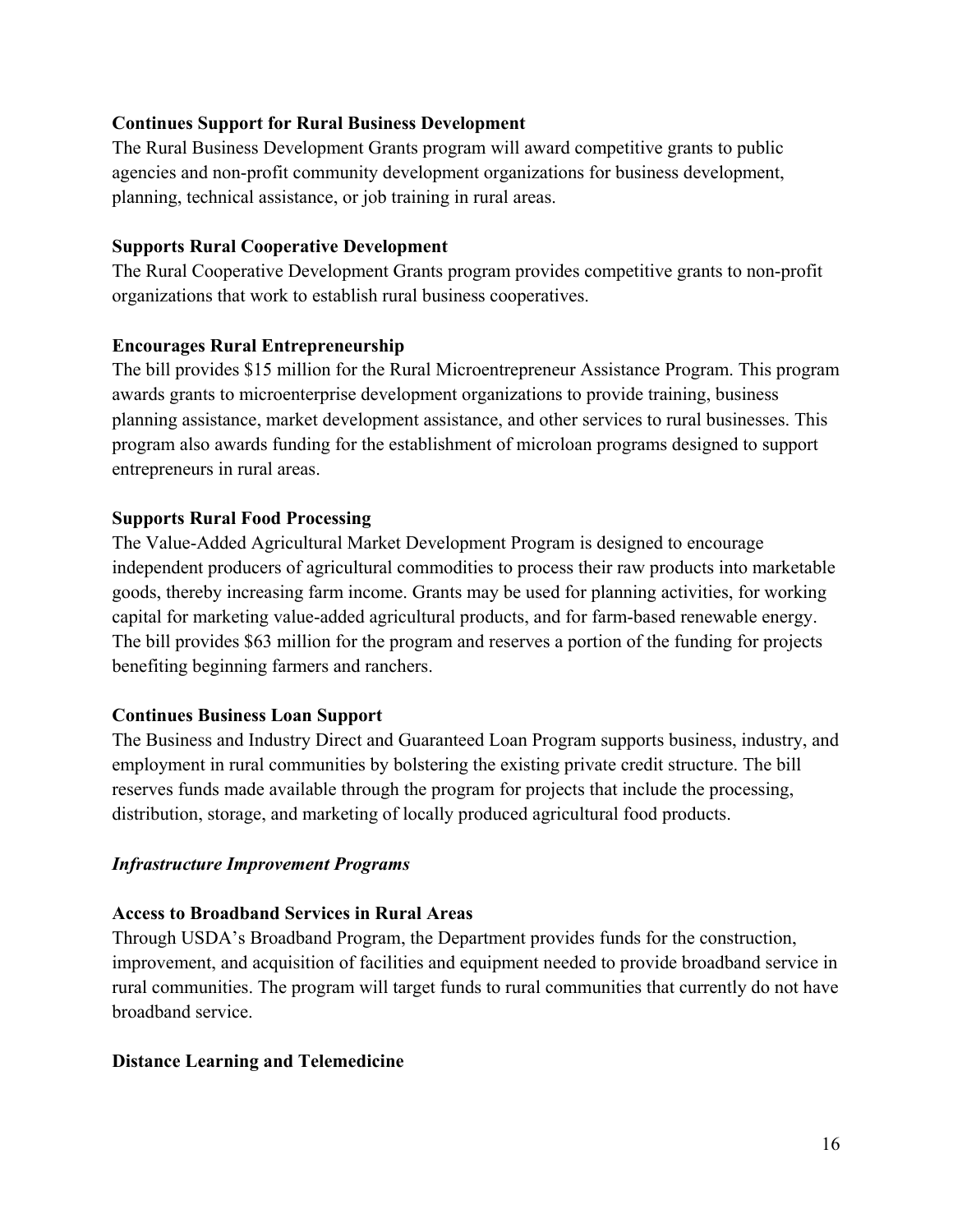**Continues Support for Rural Business Development**
The Rural Business Development Grants program will award competitive grants to public agencies and non-profit community development organizations for business development, planning, technical assistance, or job training in rural areas.

**Supports Rural Cooperative Development**
The Rural Cooperative Development Grants program provides competitive grants to non-profit organizations that work to establish rural business cooperatives.

**Encourages Rural Entrepreneurship**
The bill provides $15 million for the Rural Microentrepreneur Assistance Program. This program awards grants to microenterprise development organizations to provide training, business planning assistance, market development assistance, and other services to rural businesses. This program also awards funding for the establishment of microloan programs designed to support entrepreneurs in rural areas.

**Supports Rural Food Processing**
The Value-Added Agricultural Market Development Program is designed to encourage independent producers of agricultural commodities to process their raw products into marketable goods, thereby increasing farm income. Grants may be used for planning activities, for working capital for marketing value-added agricultural products, and for farm-based renewable energy. The bill provides $63 million for the program and reserves a portion of the funding for projects benefiting beginning farmers and ranchers.

**Continues Business Loan Support**
The Business and Industry Direct and Guaranteed Loan Program supports business, industry, and employment in rural communities by bolstering the existing private credit structure. The bill reserves funds made available through the program for projects that include the processing, distribution, storage, and marketing of locally produced agricultural food products.

***Infrastructure Improvement Programs***

**Access to Broadband Services in Rural Areas**
Through USDA's Broadband Program, the Department provides funds for the construction, improvement, and acquisition of facilities and equipment needed to provide broadband service in rural communities. The program will target funds to rural communities that currently do not have broadband service.

**Distance Learning and Telemedicine**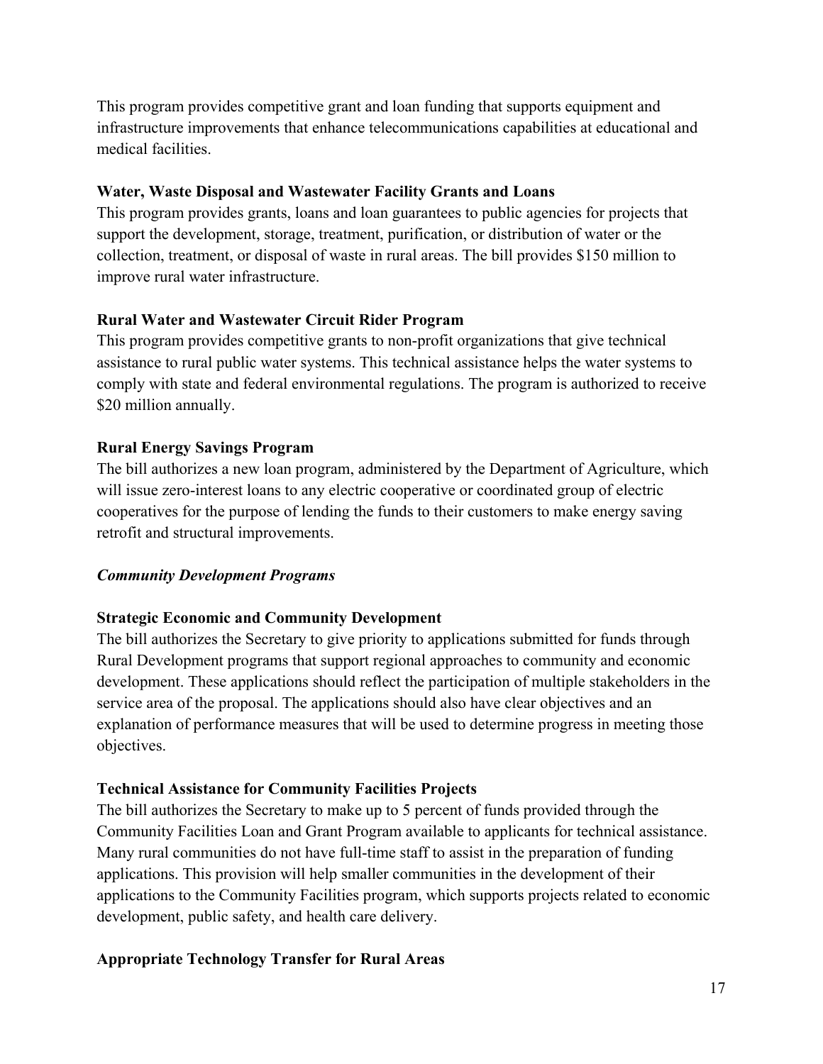This program provides competitive grant and loan funding that supports equipment and infrastructure improvements that enhance telecommunications capabilities at educational and medical facilities.

**Water, Waste Disposal and Wastewater Facility Grants and Loans**
This program provides grants, loans and loan guarantees to public agencies for projects that support the development, storage, treatment, purification, or distribution of water or the collection, treatment, or disposal of waste in rural areas. The bill provides $150 million to improve rural water infrastructure.

**Rural Water and Wastewater Circuit Rider Program**
This program provides competitive grants to non-profit organizations that give technical assistance to rural public water systems. This technical assistance helps the water systems to comply with state and federal environmental regulations. The program is authorized to receive $20 million annually.

**Rural Energy Savings Program**
The bill authorizes a new loan program, administered by the Department of Agriculture, which will issue zero-interest loans to any electric cooperative or coordinated group of electric cooperatives for the purpose of lending the funds to their customers to make energy saving retrofit and structural improvements.

*Community Development Programs*

**Strategic Economic and Community Development**
The bill authorizes the Secretary to give priority to applications submitted for funds through Rural Development programs that support regional approaches to community and economic development. These applications should reflect the participation of multiple stakeholders in the service area of the proposal. The applications should also have clear objectives and an explanation of performance measures that will be used to determine progress in meeting those objectives.

**Technical Assistance for Community Facilities Projects**
The bill authorizes the Secretary to make up to 5 percent of funds provided through the Community Facilities Loan and Grant Program available to applicants for technical assistance. Many rural communities do not have full-time staff to assist in the preparation of funding applications. This provision will help smaller communities in the development of their applications to the Community Facilities program, which supports projects related to economic development, public safety, and health care delivery.

**Appropriate Technology Transfer for Rural Areas**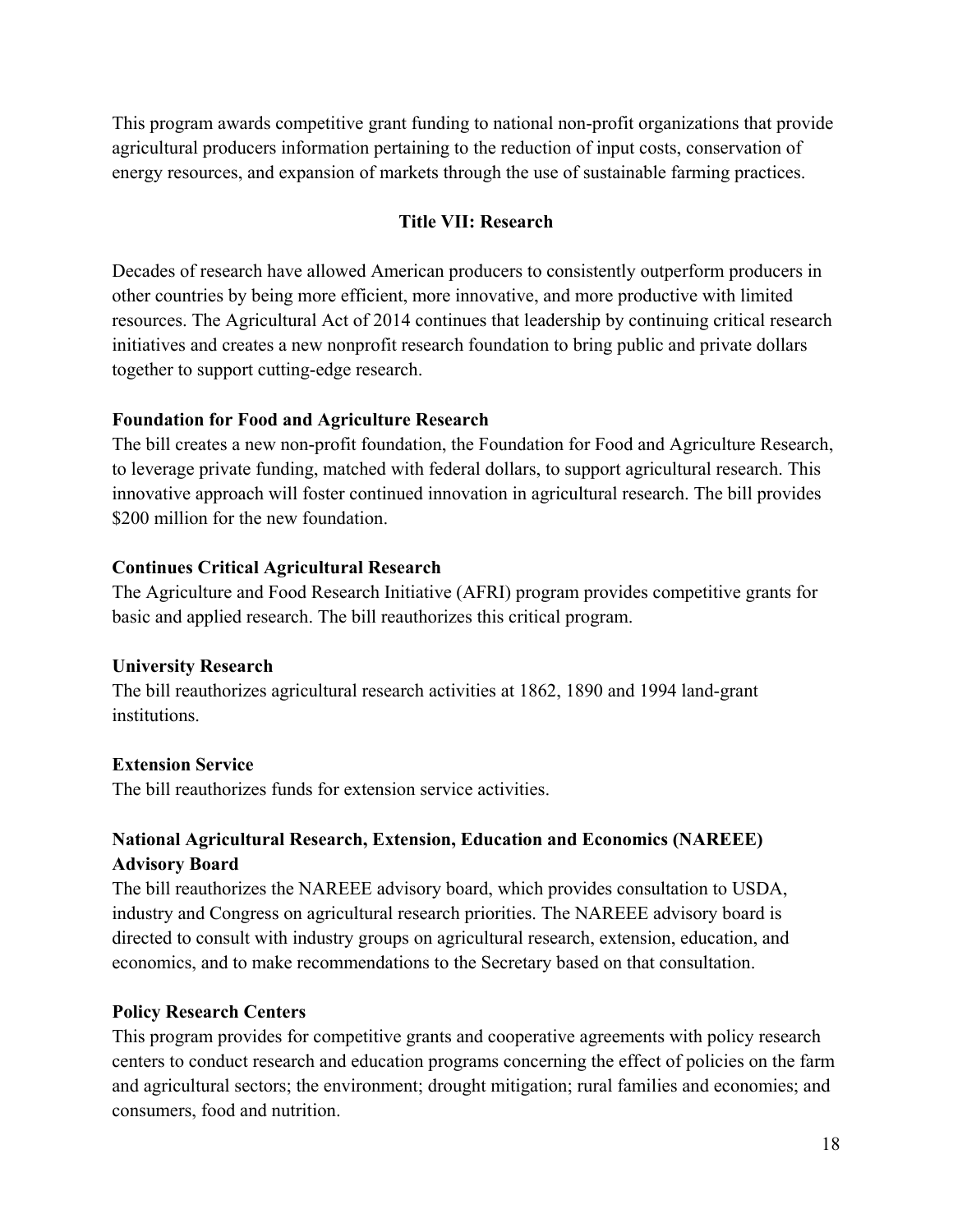This program awards competitive grant funding to national non-profit organizations that provide agricultural producers information pertaining to the reduction of input costs, conservation of energy resources, and expansion of markets through the use of sustainable farming practices.

## Title VII: Research

Decades of research have allowed American producers to consistently outperform producers in other countries by being more efficient, more innovative, and more productive with limited resources. The Agricultural Act of 2014 continues that leadership by continuing critical research initiatives and creates a new nonprofit research foundation to bring public and private dollars together to support cutting-edge research.

**Foundation for Food and Agriculture Research**
The bill creates a new non-profit foundation, the Foundation for Food and Agriculture Research, to leverage private funding, matched with federal dollars, to support agricultural research. This innovative approach will foster continued innovation in agricultural research. The bill provides $200 million for the new foundation.

**Continues Critical Agricultural Research**
The Agriculture and Food Research Initiative (AFRI) program provides competitive grants for basic and applied research. The bill reauthorizes this critical program.

**University Research**
The bill reauthorizes agricultural research activities at 1862, 1890 and 1994 land-grant institutions.

**Extension Service**
The bill reauthorizes funds for extension service activities.

**National Agricultural Research, Extension, Education and Economics (NAREEE) Advisory Board**
The bill reauthorizes the NAREEE advisory board, which provides consultation to USDA, industry and Congress on agricultural research priorities. The NAREEE advisory board is directed to consult with industry groups on agricultural research, extension, education, and economics, and to make recommendations to the Secretary based on that consultation.

**Policy Research Centers**
This program provides for competitive grants and cooperative agreements with policy research centers to conduct research and education programs concerning the effect of policies on the farm and agricultural sectors; the environment; drought mitigation; rural families and economies; and consumers, food and nutrition.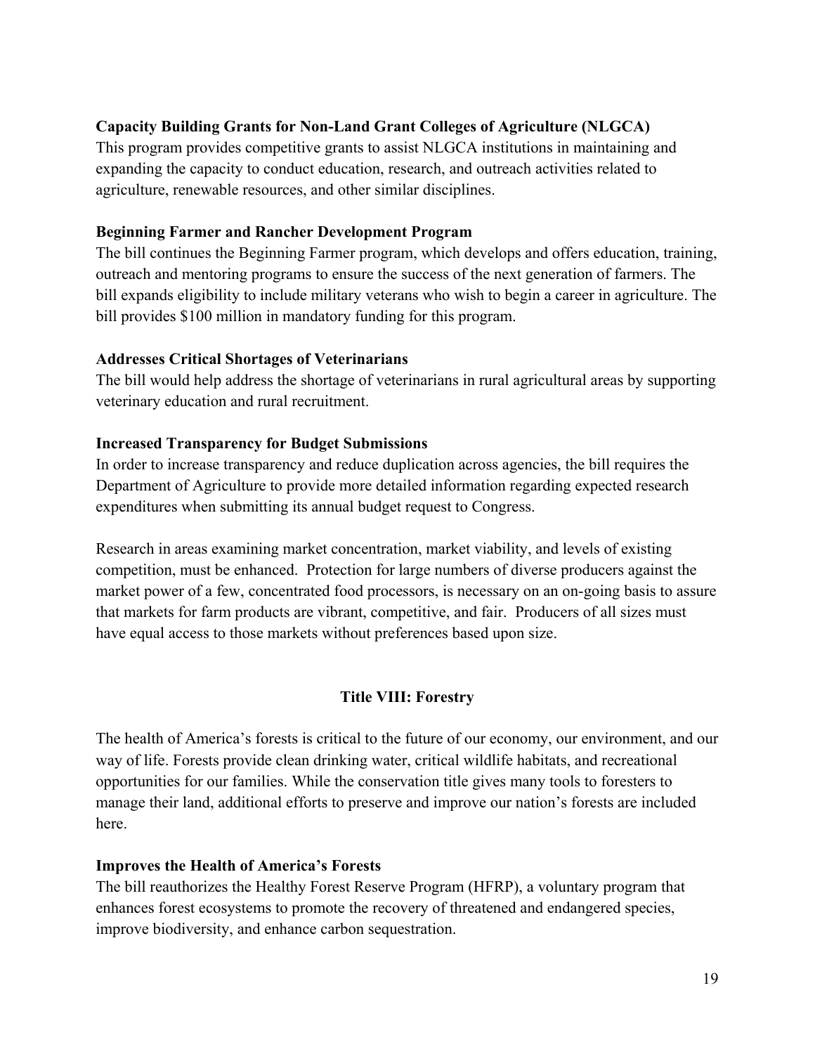**Capacity Building Grants for Non-Land Grant Colleges of Agriculture (NLGCA)**
This program provides competitive grants to assist NLGCA institutions in maintaining and expanding the capacity to conduct education, research, and outreach activities related to agriculture, renewable resources, and other similar disciplines.

**Beginning Farmer and Rancher Development Program**
The bill continues the Beginning Farmer program, which develops and offers education, training, outreach and mentoring programs to ensure the success of the next generation of farmers. The bill expands eligibility to include military veterans who wish to begin a career in agriculture. The bill provides $100 million in mandatory funding for this program.

**Addresses Critical Shortages of Veterinarians**
The bill would help address the shortage of veterinarians in rural agricultural areas by supporting veterinary education and rural recruitment.

**Increased Transparency for Budget Submissions**
In order to increase transparency and reduce duplication across agencies, the bill requires the Department of Agriculture to provide more detailed information regarding expected research expenditures when submitting its annual budget request to Congress.

Research in areas examining market concentration, market viability, and levels of existing competition, must be enhanced. Protection for large numbers of diverse producers against the market power of a few, concentrated food processors, is necessary on an on-going basis to assure that markets for farm products are vibrant, competitive, and fair. Producers of all sizes must have equal access to those markets without preferences based upon size.

## Title VIII: Forestry

The health of America's forests is critical to the future of our economy, our environment, and our way of life. Forests provide clean drinking water, critical wildlife habitats, and recreational opportunities for our families. While the conservation title gives many tools to foresters to manage their land, additional efforts to preserve and improve our nation's forests are included here.

**Improves the Health of America's Forests**
The bill reauthorizes the Healthy Forest Reserve Program (HFRP), a voluntary program that enhances forest ecosystems to promote the recovery of threatened and endangered species, improve biodiversity, and enhance carbon sequestration.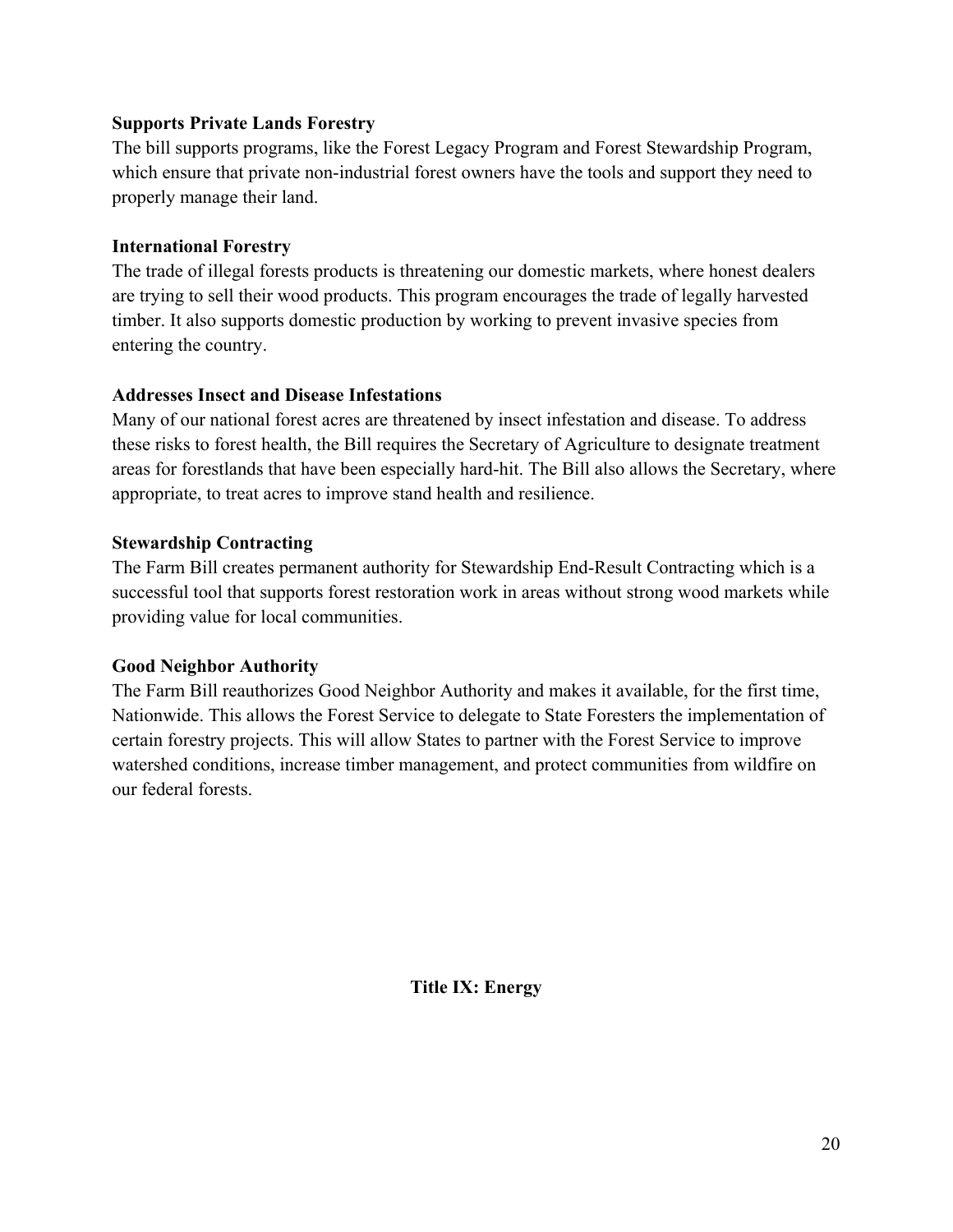**Supports Private Lands Forestry**

The bill supports programs, like the Forest Legacy Program and Forest Stewardship Program, which ensure that private non-industrial forest owners have the tools and support they need to properly manage their land.

**International Forestry**

The trade of illegal forests products is threatening our domestic markets, where honest dealers are trying to sell their wood products. This program encourages the trade of legally harvested timber. It also supports domestic production by working to prevent invasive species from entering the country.

**Addresses Insect and Disease Infestations**

Many of our national forest acres are threatened by insect infestation and disease. To address these risks to forest health, the Bill requires the Secretary of Agriculture to designate treatment areas for forestlands that have been especially hard-hit. The Bill also allows the Secretary, where appropriate, to treat acres to improve stand health and resilience.

**Stewardship Contracting**

The Farm Bill creates permanent authority for Stewardship End-Result Contracting which is a successful tool that supports forest restoration work in areas without strong wood markets while providing value for local communities.

**Good Neighbor Authority**

The Farm Bill reauthorizes Good Neighbor Authority and makes it available, for the first time, Nationwide. This allows the Forest Service to delegate to State Foresters the implementation of certain forestry projects. This will allow States to partner with the Forest Service to improve watershed conditions, increase timber management, and protect communities from wildfire on our federal forests.

## Title IX: Energy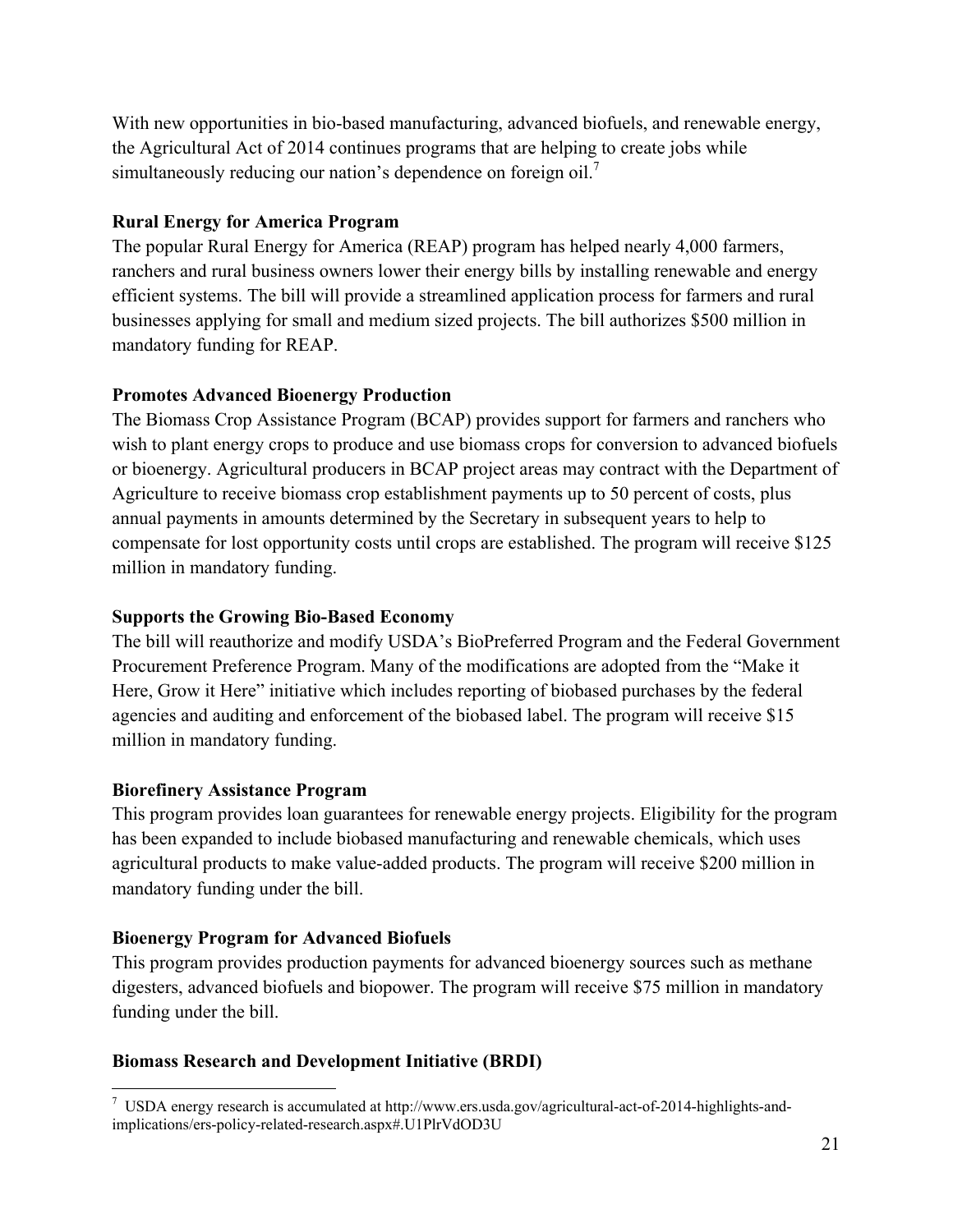With new opportunities in bio-based manufacturing, advanced biofuels, and renewable energy, the Agricultural Act of 2014 continues programs that are helping to create jobs while simultaneously reducing our nation's dependence on foreign oil.[7]

**Rural Energy for America Program**

The popular Rural Energy for America (REAP) program has helped nearly 4,000 farmers, ranchers and rural business owners lower their energy bills by installing renewable and energy efficient systems. The bill will provide a streamlined application process for farmers and rural businesses applying for small and medium sized projects. The bill authorizes $500 million in mandatory funding for REAP.

**Promotes Advanced Bioenergy Production**

The Biomass Crop Assistance Program (BCAP) provides support for farmers and ranchers who wish to plant energy crops to produce and use biomass crops for conversion to advanced biofuels or bioenergy. Agricultural producers in BCAP project areas may contract with the Department of Agriculture to receive biomass crop establishment payments up to 50 percent of costs, plus annual payments in amounts determined by the Secretary in subsequent years to help to compensate for lost opportunity costs until crops are established. The program will receive $125 million in mandatory funding.

**Supports the Growing Bio-Based Economy**

The bill will reauthorize and modify USDA's BioPreferred Program and the Federal Government Procurement Preference Program. Many of the modifications are adopted from the "Make it Here, Grow it Here" initiative which includes reporting of biobased purchases by the federal agencies and auditing and enforcement of the biobased label. The program will receive $15 million in mandatory funding.

**Biorefinery Assistance Program**

This program provides loan guarantees for renewable energy projects. Eligibility for the program has been expanded to include biobased manufacturing and renewable chemicals, which uses agricultural products to make value-added products. The program will receive $200 million in mandatory funding under the bill.

**Bioenergy Program for Advanced Biofuels**

This program provides production payments for advanced bioenergy sources such as methane digesters, advanced biofuels and biopower. The program will receive $75 million in mandatory funding under the bill.

**Biomass Research and Development Initiative (BRDI)**

---

[7] USDA energy research is accumulated at http://www.ers.usda.gov/agricultural-act-of-2014-highlights-and-implications/ers-policy-related-research.aspx#.U1PlrVdOD3U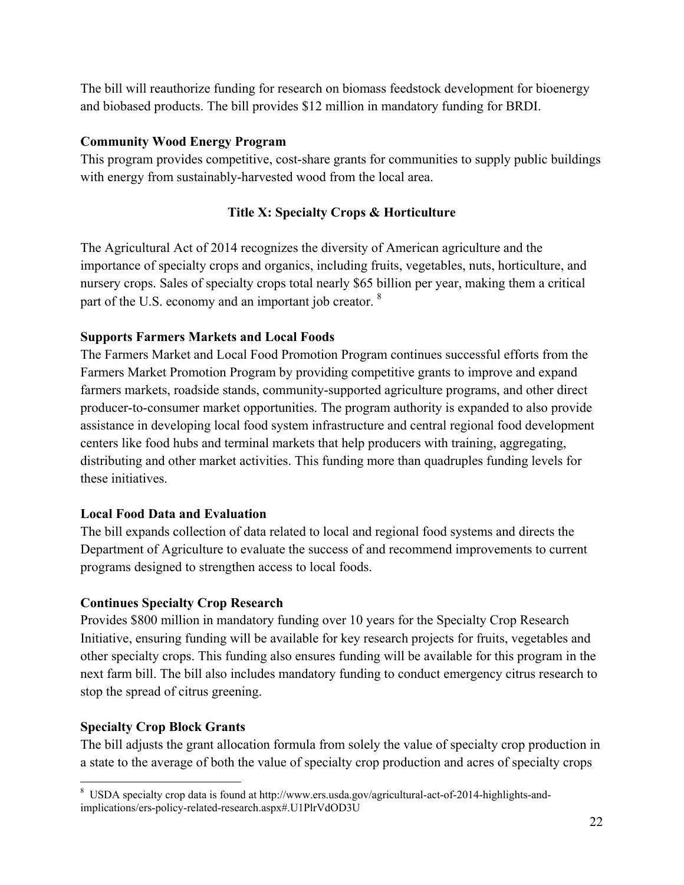The bill will reauthorize funding for research on biomass feedstock development for bioenergy and biobased products. The bill provides $12 million in mandatory funding for BRDI.

**Community Wood Energy Program**

This program provides competitive, cost-share grants for communities to supply public buildings with energy from sustainably-harvested wood from the local area.

## Title X: Specialty Crops & Horticulture

The Agricultural Act of 2014 recognizes the diversity of American agriculture and the importance of specialty crops and organics, including fruits, vegetables, nuts, horticulture, and nursery crops. Sales of specialty crops total nearly $65 billion per year, making them a critical part of the U.S. economy and an important job creator. [8]

**Supports Farmers Markets and Local Foods**

The Farmers Market and Local Food Promotion Program continues successful efforts from the Farmers Market Promotion Program by providing competitive grants to improve and expand farmers markets, roadside stands, community-supported agriculture programs, and other direct producer-to-consumer market opportunities. The program authority is expanded to also provide assistance in developing local food system infrastructure and central regional food development centers like food hubs and terminal markets that help producers with training, aggregating, distributing and other market activities. This funding more than quadruples funding levels for these initiatives.

**Local Food Data and Evaluation**

The bill expands collection of data related to local and regional food systems and directs the Department of Agriculture to evaluate the success of and recommend improvements to current programs designed to strengthen access to local foods.

**Continues Specialty Crop Research**

Provides $800 million in mandatory funding over 10 years for the Specialty Crop Research Initiative, ensuring funding will be available for key research projects for fruits, vegetables and other specialty crops. This funding also ensures funding will be available for this program in the next farm bill. The bill also includes mandatory funding to conduct emergency citrus research to stop the spread of citrus greening.

**Specialty Crop Block Grants**

The bill adjusts the grant allocation formula from solely the value of specialty crop production in a state to the average of both the value of specialty crop production and acres of specialty crops

---

[8] USDA specialty crop data is found at http://www.ers.usda.gov/agricultural-act-of-2014-highlights-and-implications/ers-policy-related-research.aspx#.U1PlrVdOD3U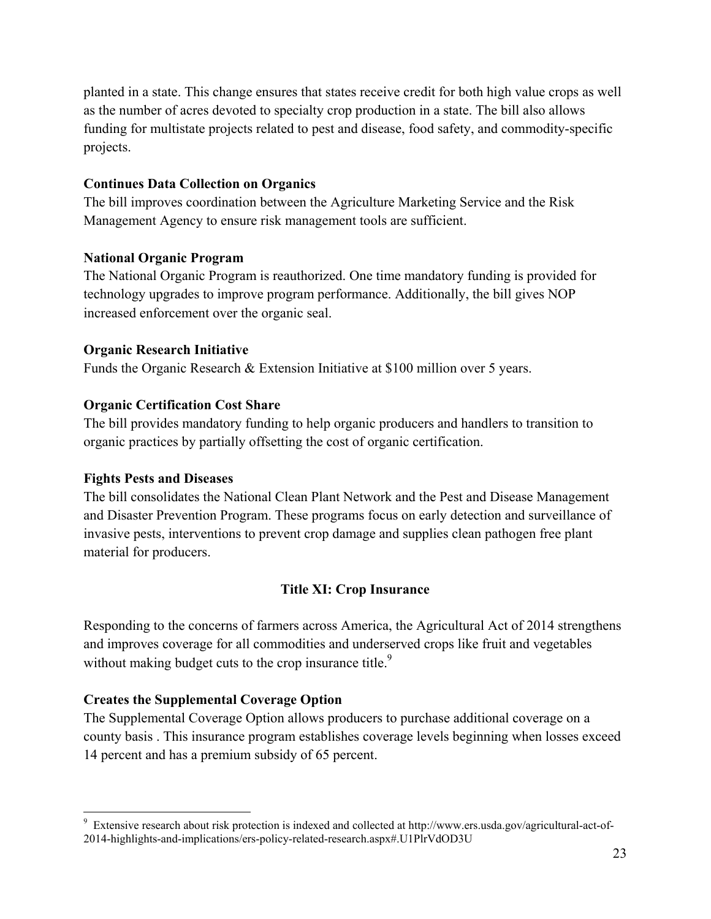planted in a state. This change ensures that states receive credit for both high value crops as well as the number of acres devoted to specialty crop production in a state. The bill also allows funding for multistate projects related to pest and disease, food safety, and commodity-specific projects.

**Continues Data Collection on Organics**

The bill improves coordination between the Agriculture Marketing Service and the Risk Management Agency to ensure risk management tools are sufficient.

**National Organic Program**

The National Organic Program is reauthorized. One time mandatory funding is provided for technology upgrades to improve program performance. Additionally, the bill gives NOP increased enforcement over the organic seal.

**Organic Research Initiative**

Funds the Organic Research & Extension Initiative at $100 million over 5 years.

**Organic Certification Cost Share**

The bill provides mandatory funding to help organic producers and handlers to transition to organic practices by partially offsetting the cost of organic certification.

**Fights Pests and Diseases**

The bill consolidates the National Clean Plant Network and the Pest and Disease Management and Disaster Prevention Program. These programs focus on early detection and surveillance of invasive pests, interventions to prevent crop damage and supplies clean pathogen free plant material for producers.

## Title XI: Crop Insurance

Responding to the concerns of farmers across America, the Agricultural Act of 2014 strengthens and improves coverage for all commodities and underserved crops like fruit and vegetables without making budget cuts to the crop insurance title.[9]

**Creates the Supplemental Coverage Option**

The Supplemental Coverage Option allows producers to purchase additional coverage on a county basis . This insurance program establishes coverage levels beginning when losses exceed 14 percent and has a premium subsidy of 65 percent.

---

[9] Extensive research about risk protection is indexed and collected at http://www.ers.usda.gov/agricultural-act-of-2014-highlights-and-implications/ers-policy-related-research.aspx#.U1PlrVdOD3U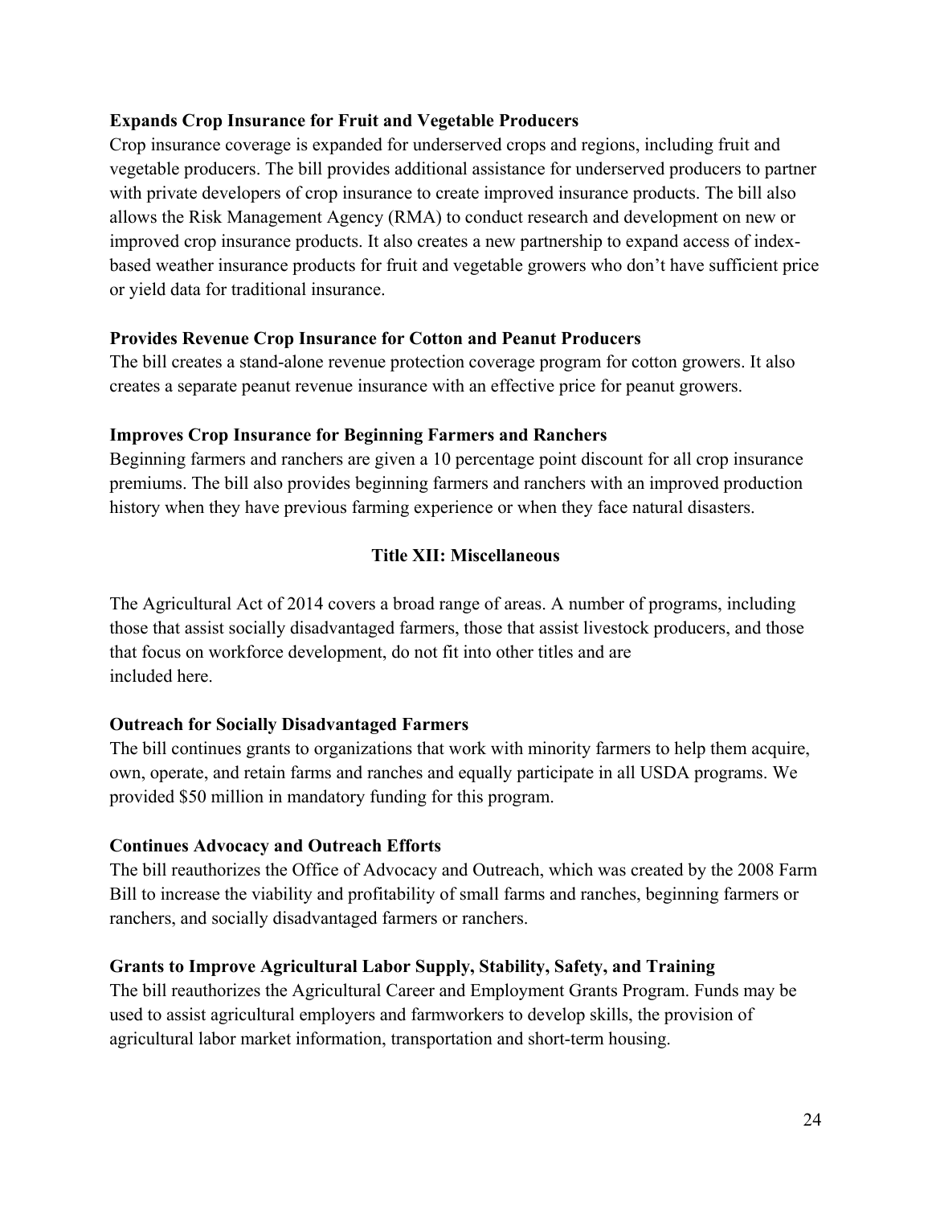**Expands Crop Insurance for Fruit and Vegetable Producers**

Crop insurance coverage is expanded for underserved crops and regions, including fruit and vegetable producers. The bill provides additional assistance for underserved producers to partner with private developers of crop insurance to create improved insurance products. The bill also allows the Risk Management Agency (RMA) to conduct research and development on new or improved crop insurance products. It also creates a new partnership to expand access of index-based weather insurance products for fruit and vegetable growers who don't have sufficient price or yield data for traditional insurance.

**Provides Revenue Crop Insurance for Cotton and Peanut Producers**

The bill creates a stand-alone revenue protection coverage program for cotton growers. It also creates a separate peanut revenue insurance with an effective price for peanut growers.

**Improves Crop Insurance for Beginning Farmers and Ranchers**

Beginning farmers and ranchers are given a 10 percentage point discount for all crop insurance premiums. The bill also provides beginning farmers and ranchers with an improved production history when they have previous farming experience or when they face natural disasters.

## Title XII: Miscellaneous

The Agricultural Act of 2014 covers a broad range of areas. A number of programs, including those that assist socially disadvantaged farmers, those that assist livestock producers, and those that focus on workforce development, do not fit into other titles and are included here.

**Outreach for Socially Disadvantaged Farmers**

The bill continues grants to organizations that work with minority farmers to help them acquire, own, operate, and retain farms and ranches and equally participate in all USDA programs. We provided $50 million in mandatory funding for this program.

**Continues Advocacy and Outreach Efforts**

The bill reauthorizes the Office of Advocacy and Outreach, which was created by the 2008 Farm Bill to increase the viability and profitability of small farms and ranches, beginning farmers or ranchers, and socially disadvantaged farmers or ranchers.

**Grants to Improve Agricultural Labor Supply, Stability, Safety, and Training**

The bill reauthorizes the Agricultural Career and Employment Grants Program. Funds may be used to assist agricultural employers and farmworkers to develop skills, the provision of agricultural labor market information, transportation and short-term housing.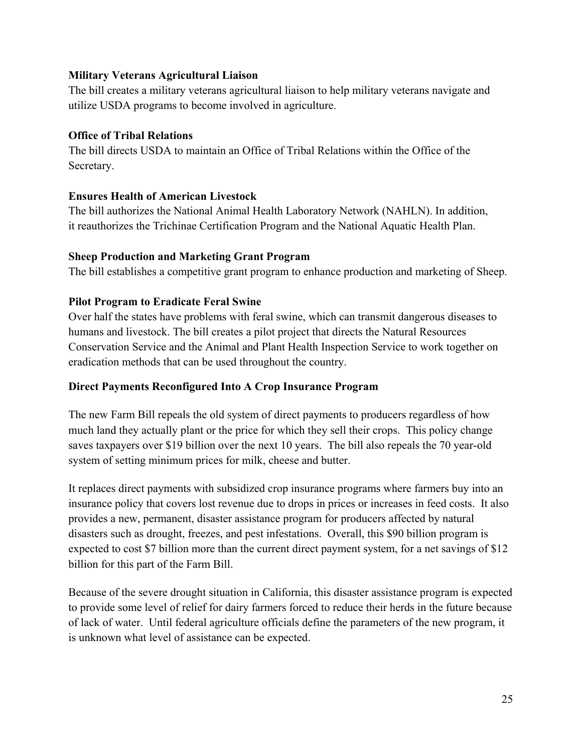**Military Veterans Agricultural Liaison**

The bill creates a military veterans agricultural liaison to help military veterans navigate and utilize USDA programs to become involved in agriculture.

**Office of Tribal Relations**

The bill directs USDA to maintain an Office of Tribal Relations within the Office of the Secretary.

**Ensures Health of American Livestock**

The bill authorizes the National Animal Health Laboratory Network (NAHLN). In addition, it reauthorizes the Trichinae Certification Program and the National Aquatic Health Plan.

**Sheep Production and Marketing Grant Program**

The bill establishes a competitive grant program to enhance production and marketing of Sheep.

**Pilot Program to Eradicate Feral Swine**

Over half the states have problems with feral swine, which can transmit dangerous diseases to humans and livestock. The bill creates a pilot project that directs the Natural Resources Conservation Service and the Animal and Plant Health Inspection Service to work together on eradication methods that can be used throughout the country.

**Direct Payments Reconfigured Into A Crop Insurance Program**

The new Farm Bill repeals the old system of direct payments to producers regardless of how much land they actually plant or the price for which they sell their crops. This policy change saves taxpayers over $19 billion over the next 10 years. The bill also repeals the 70 year-old system of setting minimum prices for milk, cheese and butter.

It replaces direct payments with subsidized crop insurance programs where farmers buy into an insurance policy that covers lost revenue due to drops in prices or increases in feed costs. It also provides a new, permanent, disaster assistance program for producers affected by natural disasters such as drought, freezes, and pest infestations. Overall, this $90 billion program is expected to cost $7 billion more than the current direct payment system, for a net savings of $12 billion for this part of the Farm Bill.

Because of the severe drought situation in California, this disaster assistance program is expected to provide some level of relief for dairy farmers forced to reduce their herds in the future because of lack of water. Until federal agriculture officials define the parameters of the new program, it is unknown what level of assistance can be expected.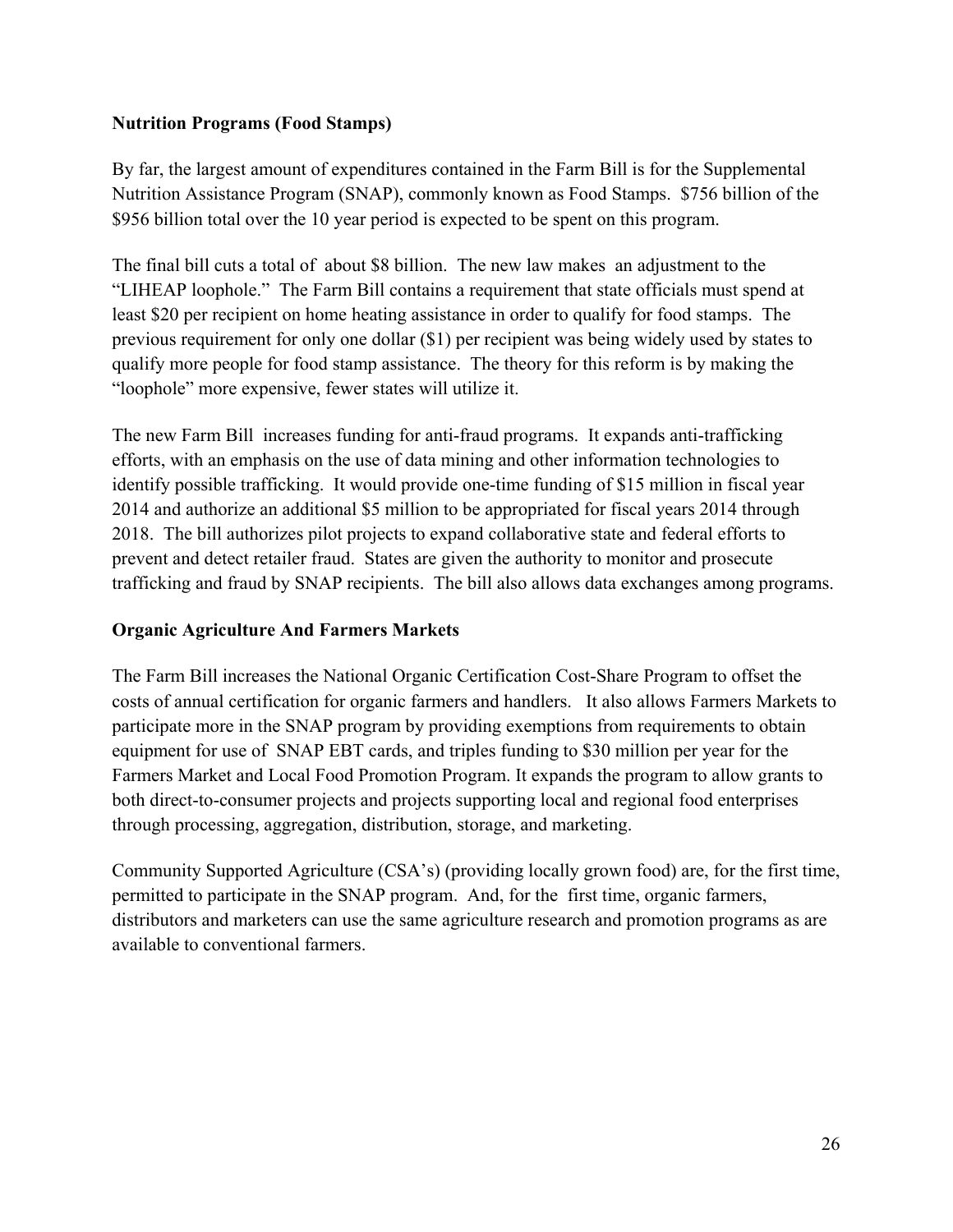**Nutrition Programs (Food Stamps)**

By far, the largest amount of expenditures contained in the Farm Bill is for the Supplemental Nutrition Assistance Program (SNAP), commonly known as Food Stamps. $756 billion of the $956 billion total over the 10 year period is expected to be spent on this program.

The final bill cuts a total of about $8 billion. The new law makes an adjustment to the "LIHEAP loophole." The Farm Bill contains a requirement that state officials must spend at least $20 per recipient on home heating assistance in order to qualify for food stamps. The previous requirement for only one dollar ($1) per recipient was being widely used by states to qualify more people for food stamp assistance. The theory for this reform is by making the "loophole" more expensive, fewer states will utilize it.

The new Farm Bill increases funding for anti-fraud programs. It expands anti-trafficking efforts, with an emphasis on the use of data mining and other information technologies to identify possible trafficking. It would provide one-time funding of $15 million in fiscal year 2014 and authorize an additional $5 million to be appropriated for fiscal years 2014 through 2018. The bill authorizes pilot projects to expand collaborative state and federal efforts to prevent and detect retailer fraud. States are given the authority to monitor and prosecute trafficking and fraud by SNAP recipients. The bill also allows data exchanges among programs.

**Organic Agriculture And Farmers Markets**

The Farm Bill increases the National Organic Certification Cost-Share Program to offset the costs of annual certification for organic farmers and handlers. It also allows Farmers Markets to participate more in the SNAP program by providing exemptions from requirements to obtain equipment for use of SNAP EBT cards, and triples funding to $30 million per year for the Farmers Market and Local Food Promotion Program. It expands the program to allow grants to both direct-to-consumer projects and projects supporting local and regional food enterprises through processing, aggregation, distribution, storage, and marketing.

Community Supported Agriculture (CSA's) (providing locally grown food) are, for the first time, permitted to participate in the SNAP program. And, for the first time, organic farmers, distributors and marketers can use the same agriculture research and promotion programs as are available to conventional farmers.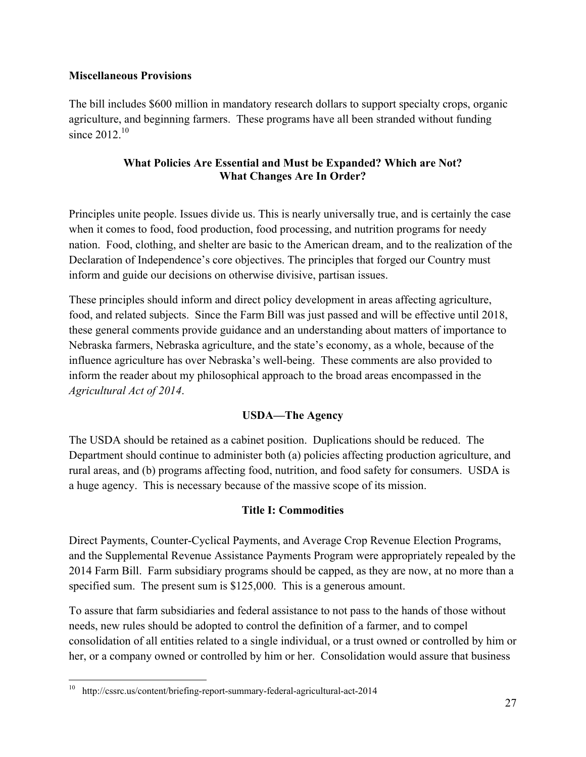**Miscellaneous Provisions**

The bill includes $600 million in mandatory research dollars to support specialty crops, organic agriculture, and beginning farmers. These programs have all been stranded without funding since 2012.[10]

## What Policies Are Essential and Must be Expanded? Which are Not? What Changes Are In Order?

Principles unite people. Issues divide us. This is nearly universally true, and is certainly the case when it comes to food, food production, food processing, and nutrition programs for needy nation. Food, clothing, and shelter are basic to the American dream, and to the realization of the Declaration of Independence's core objectives. The principles that forged our Country must inform and guide our decisions on otherwise divisive, partisan issues.

These principles should inform and direct policy development in areas affecting agriculture, food, and related subjects. Since the Farm Bill was just passed and will be effective until 2018, these general comments provide guidance and an understanding about matters of importance to Nebraska farmers, Nebraska agriculture, and the state's economy, as a whole, because of the influence agriculture has over Nebraska's well-being. These comments are also provided to inform the reader about my philosophical approach to the broad areas encompassed in the *Agricultural Act of 2014*.

### USDA—The Agency

The USDA should be retained as a cabinet position. Duplications should be reduced. The Department should continue to administer both (a) policies affecting production agriculture, and rural areas, and (b) programs affecting food, nutrition, and food safety for consumers. USDA is a huge agency. This is necessary because of the massive scope of its mission.

### Title I: Commodities

Direct Payments, Counter-Cyclical Payments, and Average Crop Revenue Election Programs, and the Supplemental Revenue Assistance Payments Program were appropriately repealed by the 2014 Farm Bill. Farm subsidiary programs should be capped, as they are now, at no more than a specified sum. The present sum is $125,000. This is a generous amount.

To assure that farm subsidiaries and federal assistance to not pass to the hands of those without needs, new rules should be adopted to control the definition of a farmer, and to compel consolidation of all entities related to a single individual, or a trust owned or controlled by him or her, or a company owned or controlled by him or her. Consolidation would assure that business

[10] http://cssrc.us/content/briefing-report-summary-federal-agricultural-act-2014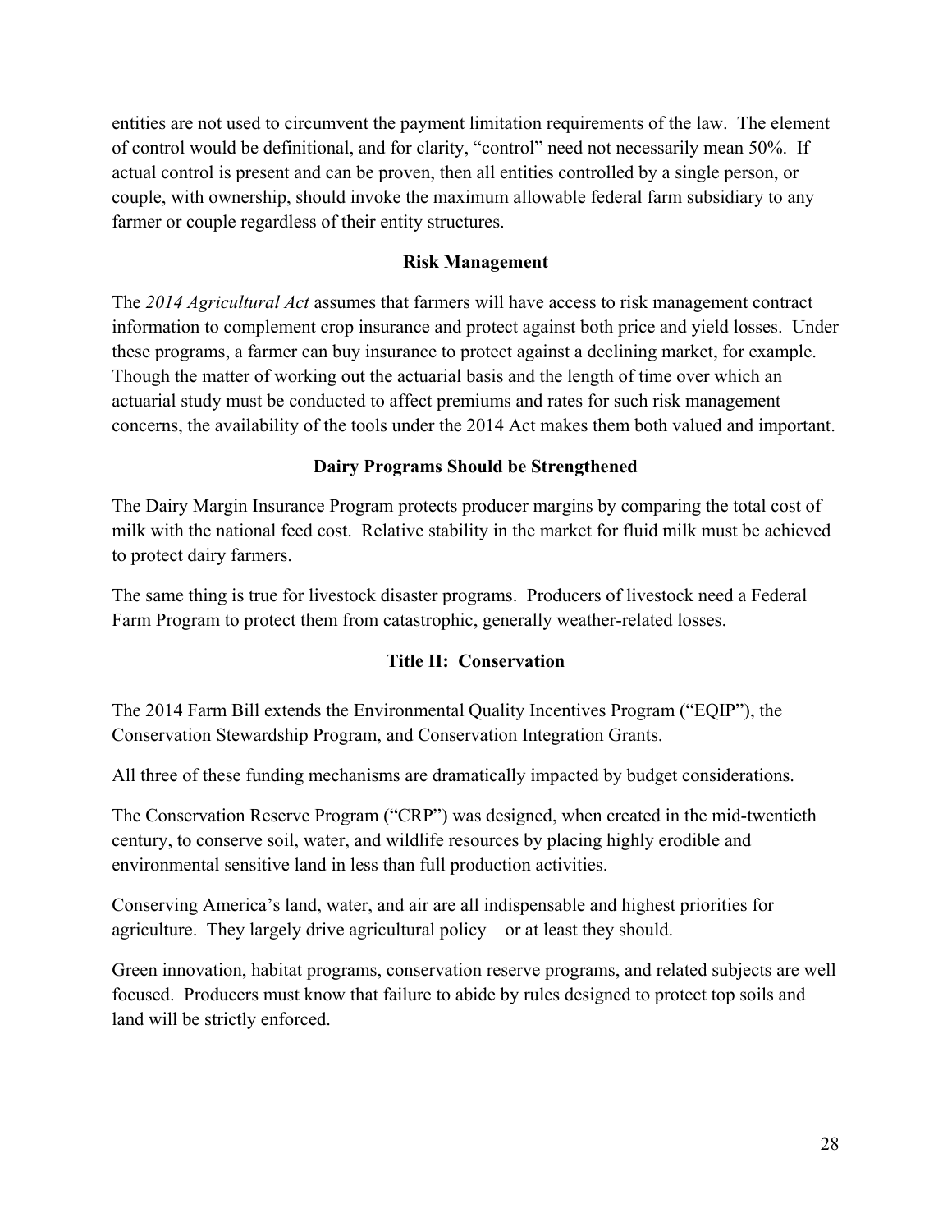entities are not used to circumvent the payment limitation requirements of the law. The element of control would be definitional, and for clarity, "control" need not necessarily mean 50%. If actual control is present and can be proven, then all entities controlled by a single person, or couple, with ownership, should invoke the maximum allowable federal farm subsidiary to any farmer or couple regardless of their entity structures.

### Risk Management

The *2014 Agricultural Act* assumes that farmers will have access to risk management contract information to complement crop insurance and protect against both price and yield losses. Under these programs, a farmer can buy insurance to protect against a declining market, for example. Though the matter of working out the actuarial basis and the length of time over which an actuarial study must be conducted to affect premiums and rates for such risk management concerns, the availability of the tools under the 2014 Act makes them both valued and important.

### Dairy Programs Should be Strengthened

The Dairy Margin Insurance Program protects producer margins by comparing the total cost of milk with the national feed cost. Relative stability in the market for fluid milk must be achieved to protect dairy farmers.

The same thing is true for livestock disaster programs. Producers of livestock need a Federal Farm Program to protect them from catastrophic, generally weather-related losses.

### Title II: Conservation

The 2014 Farm Bill extends the Environmental Quality Incentives Program ("EQIP"), the Conservation Stewardship Program, and Conservation Integration Grants.

All three of these funding mechanisms are dramatically impacted by budget considerations.

The Conservation Reserve Program ("CRP") was designed, when created in the mid-twentieth century, to conserve soil, water, and wildlife resources by placing highly erodible and environmental sensitive land in less than full production activities.

Conserving America's land, water, and air are all indispensable and highest priorities for agriculture. They largely drive agricultural policy—or at least they should.

Green innovation, habitat programs, conservation reserve programs, and related subjects are well focused. Producers must know that failure to abide by rules designed to protect top soils and land will be strictly enforced.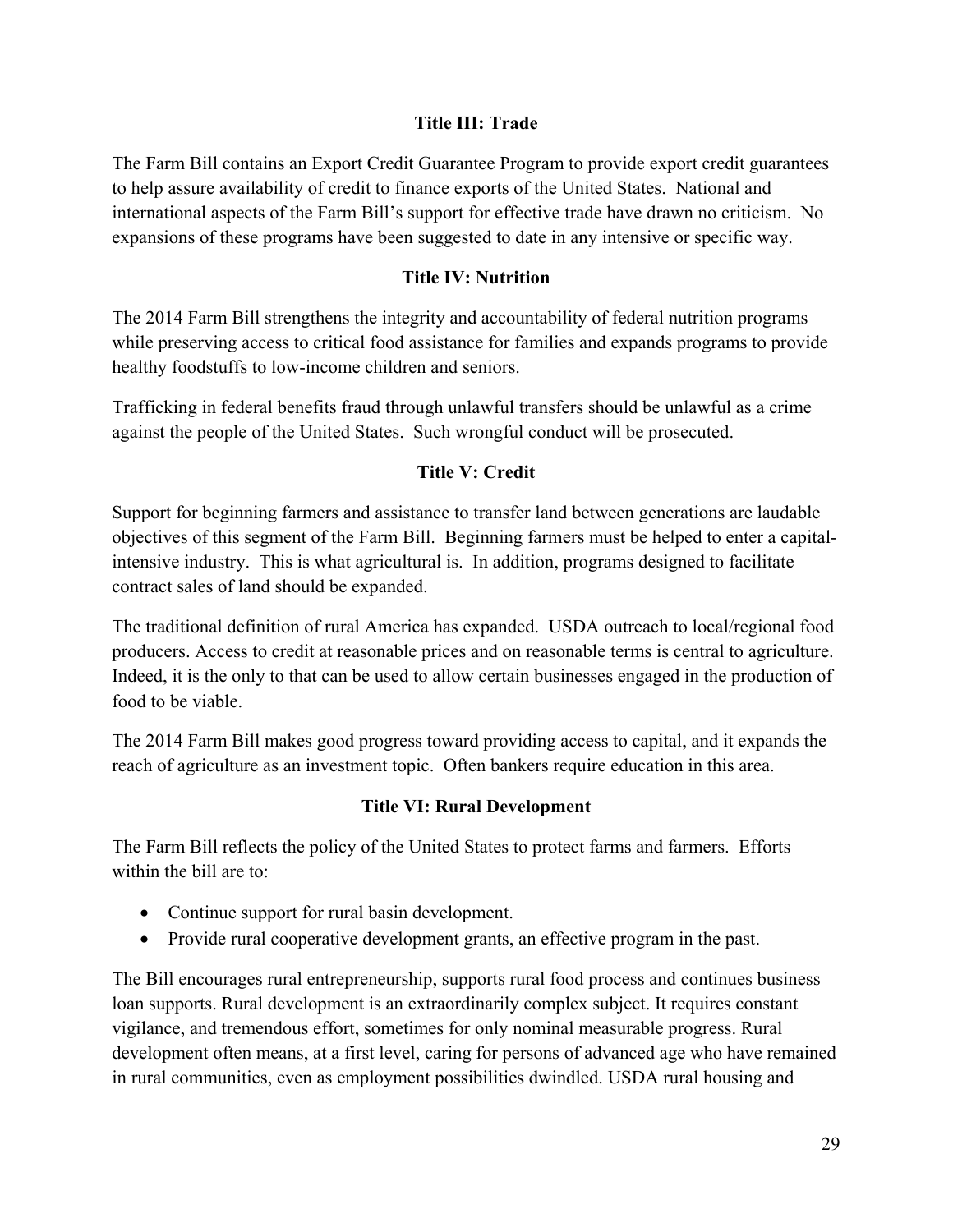## Title III: Trade

The Farm Bill contains an Export Credit Guarantee Program to provide export credit guarantees to help assure availability of credit to finance exports of the United States. National and international aspects of the Farm Bill's support for effective trade have drawn no criticism. No expansions of these programs have been suggested to date in any intensive or specific way.

## Title IV: Nutrition

The 2014 Farm Bill strengthens the integrity and accountability of federal nutrition programs while preserving access to critical food assistance for families and expands programs to provide healthy foodstuffs to low-income children and seniors.

Trafficking in federal benefits fraud through unlawful transfers should be unlawful as a crime against the people of the United States. Such wrongful conduct will be prosecuted.

## Title V: Credit

Support for beginning farmers and assistance to transfer land between generations are laudable objectives of this segment of the Farm Bill. Beginning farmers must be helped to enter a capital-intensive industry. This is what agricultural is. In addition, programs designed to facilitate contract sales of land should be expanded.

The traditional definition of rural America has expanded. USDA outreach to local/regional food producers. Access to credit at reasonable prices and on reasonable terms is central to agriculture. Indeed, it is the only to that can be used to allow certain businesses engaged in the production of food to be viable.

The 2014 Farm Bill makes good progress toward providing access to capital, and it expands the reach of agriculture as an investment topic. Often bankers require education in this area.

## Title VI: Rural Development

The Farm Bill reflects the policy of the United States to protect farms and farmers. Efforts within the bill are to:

- Continue support for rural basin development.
- Provide rural cooperative development grants, an effective program in the past.

The Bill encourages rural entrepreneurship, supports rural food process and continues business loan supports. Rural development is an extraordinarily complex subject. It requires constant vigilance, and tremendous effort, sometimes for only nominal measurable progress. Rural development often means, at a first level, caring for persons of advanced age who have remained in rural communities, even as employment possibilities dwindled. USDA rural housing and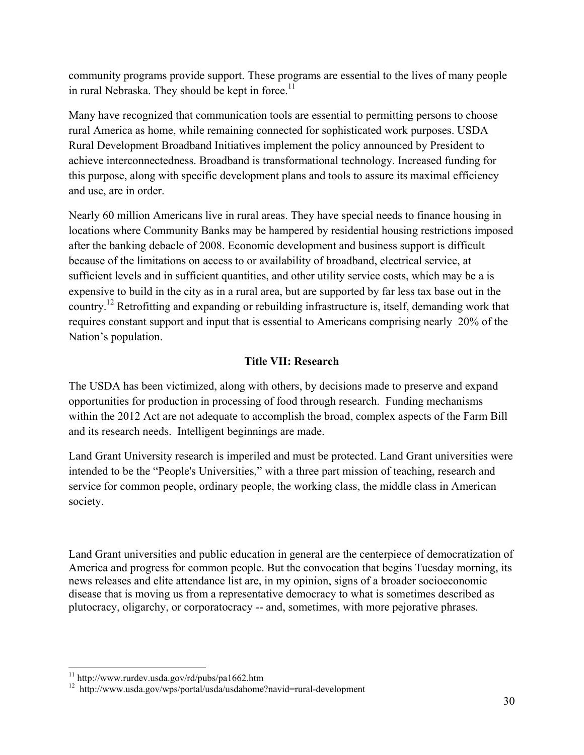community programs provide support. These programs are essential to the lives of many people in rural Nebraska. They should be kept in force.[11]

Many have recognized that communication tools are essential to permitting persons to choose rural America as home, while remaining connected for sophisticated work purposes. USDA Rural Development Broadband Initiatives implement the policy announced by President to achieve interconnectedness. Broadband is transformational technology. Increased funding for this purpose, along with specific development plans and tools to assure its maximal efficiency and use, are in order.

Nearly 60 million Americans live in rural areas. They have special needs to finance housing in locations where Community Banks may be hampered by residential housing restrictions imposed after the banking debacle of 2008. Economic development and business support is difficult because of the limitations on access to or availability of broadband, electrical service, at sufficient levels and in sufficient quantities, and other utility service costs, which may be a is expensive to build in the city as in a rural area, but are supported by far less tax base out in the country.[12] Retrofitting and expanding or rebuilding infrastructure is, itself, demanding work that requires constant support and input that is essential to Americans comprising nearly 20% of the Nation's population.

### Title VII: Research

The USDA has been victimized, along with others, by decisions made to preserve and expand opportunities for production in processing of food through research. Funding mechanisms within the 2012 Act are not adequate to accomplish the broad, complex aspects of the Farm Bill and its research needs. Intelligent beginnings are made.

Land Grant University research is imperiled and must be protected. Land Grant universities were intended to be the "People's Universities," with a three part mission of teaching, research and service for common people, ordinary people, the working class, the middle class in American society.

Land Grant universities and public education in general are the centerpiece of democratization of America and progress for common people. But the convocation that begins Tuesday morning, its news releases and elite attendance list are, in my opinion, signs of a broader socioeconomic disease that is moving us from a representative democracy to what is sometimes described as plutocracy, oligarchy, or corporatocracy -- and, sometimes, with more pejorative phrases.

---

[11] http://www.rurdev.usda.gov/rd/pubs/pa1662.htm

[12] http://www.usda.gov/wps/portal/usda/usdahome?navid=rural-development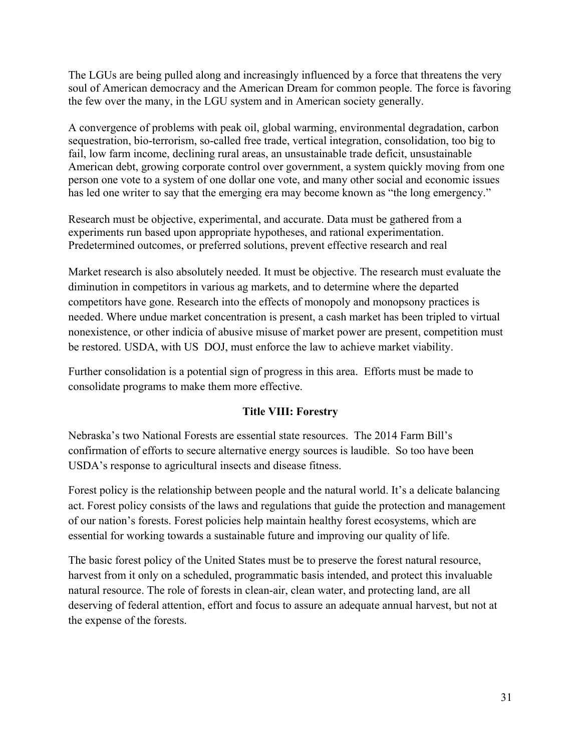The LGUs are being pulled along and increasingly influenced by a force that threatens the very soul of American democracy and the American Dream for common people. The force is favoring the few over the many, in the LGU system and in American society generally.

A convergence of problems with peak oil, global warming, environmental degradation, carbon sequestration, bio-terrorism, so-called free trade, vertical integration, consolidation, too big to fail, low farm income, declining rural areas, an unsustainable trade deficit, unsustainable American debt, growing corporate control over government, a system quickly moving from one person one vote to a system of one dollar one vote, and many other social and economic issues has led one writer to say that the emerging era may become known as "the long emergency."

Research must be objective, experimental, and accurate. Data must be gathered from a experiments run based upon appropriate hypotheses, and rational experimentation. Predetermined outcomes, or preferred solutions, prevent effective research and real

Market research is also absolutely needed. It must be objective. The research must evaluate the diminution in competitors in various ag markets, and to determine where the departed competitors have gone. Research into the effects of monopoly and monopsony practices is needed. Where undue market concentration is present, a cash market has been tripled to virtual nonexistence, or other indicia of abusive misuse of market power are present, competition must be restored. USDA, with US DOJ, must enforce the law to achieve market viability.

Further consolidation is a potential sign of progress in this area. Efforts must be made to consolidate programs to make them more effective.

## Title VIII: Forestry

Nebraska's two National Forests are essential state resources. The 2014 Farm Bill's confirmation of efforts to secure alternative energy sources is laudible. So too have been USDA's response to agricultural insects and disease fitness.

Forest policy is the relationship between people and the natural world. It's a delicate balancing act. Forest policy consists of the laws and regulations that guide the protection and management of our nation's forests. Forest policies help maintain healthy forest ecosystems, which are essential for working towards a sustainable future and improving our quality of life.

The basic forest policy of the United States must be to preserve the forest natural resource, harvest from it only on a scheduled, programmatic basis intended, and protect this invaluable natural resource. The role of forests in clean-air, clean water, and protecting land, are all deserving of federal attention, effort and focus to assure an adequate annual harvest, but not at the expense of the forests.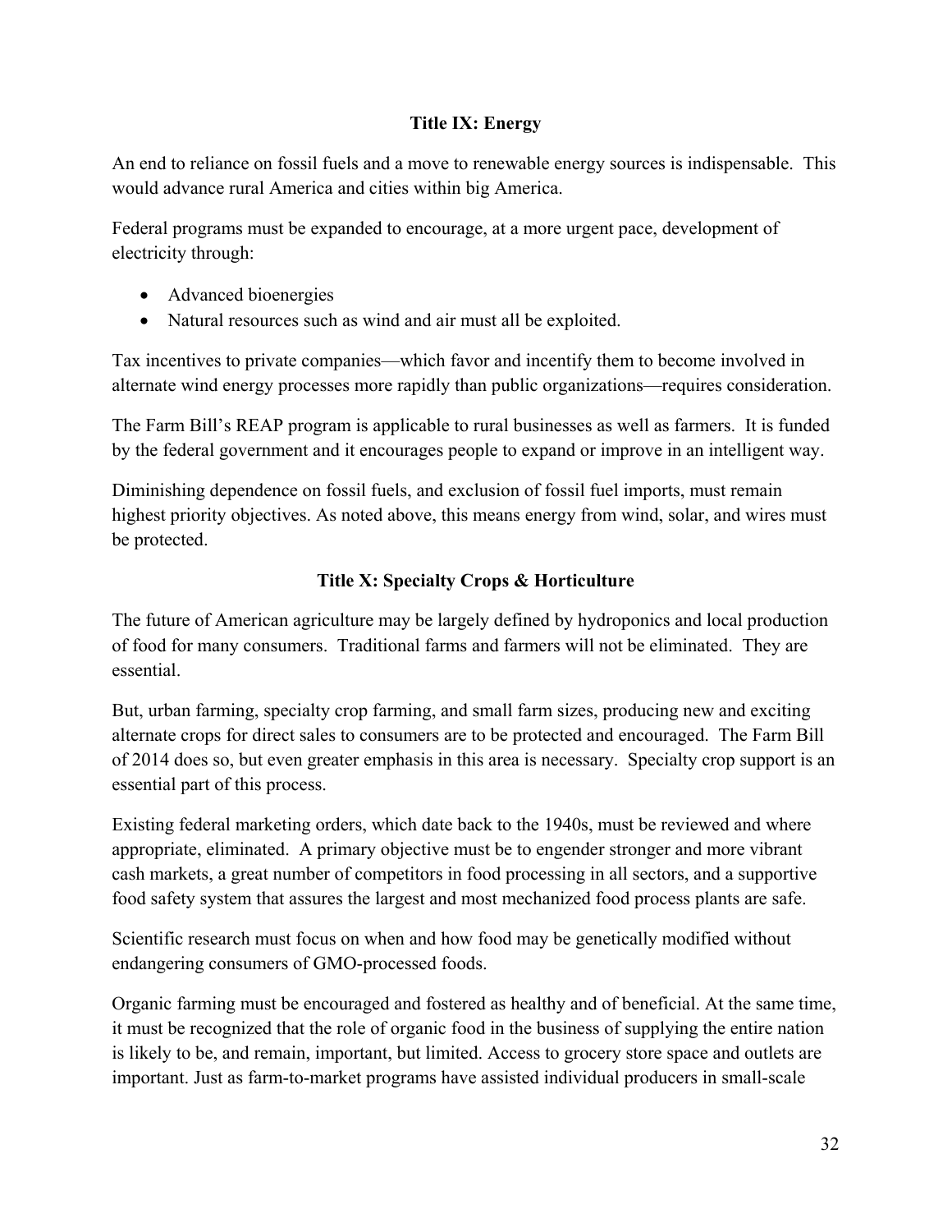## Title IX: Energy

An end to reliance on fossil fuels and a move to renewable energy sources is indispensable. This would advance rural America and cities within big America.

Federal programs must be expanded to encourage, at a more urgent pace, development of electricity through:

- Advanced bioenergies
- Natural resources such as wind and air must all be exploited.

Tax incentives to private companies—which favor and incentify them to become involved in alternate wind energy processes more rapidly than public organizations—requires consideration.

The Farm Bill's REAP program is applicable to rural businesses as well as farmers. It is funded by the federal government and it encourages people to expand or improve in an intelligent way.

Diminishing dependence on fossil fuels, and exclusion of fossil fuel imports, must remain highest priority objectives. As noted above, this means energy from wind, solar, and wires must be protected.

## Title X: Specialty Crops & Horticulture

The future of American agriculture may be largely defined by hydroponics and local production of food for many consumers. Traditional farms and farmers will not be eliminated. They are essential.

But, urban farming, specialty crop farming, and small farm sizes, producing new and exciting alternate crops for direct sales to consumers are to be protected and encouraged. The Farm Bill of 2014 does so, but even greater emphasis in this area is necessary. Specialty crop support is an essential part of this process.

Existing federal marketing orders, which date back to the 1940s, must be reviewed and where appropriate, eliminated. A primary objective must be to engender stronger and more vibrant cash markets, a great number of competitors in food processing in all sectors, and a supportive food safety system that assures the largest and most mechanized food process plants are safe.

Scientific research must focus on when and how food may be genetically modified without endangering consumers of GMO-processed foods.

Organic farming must be encouraged and fostered as healthy and of beneficial. At the same time, it must be recognized that the role of organic food in the business of supplying the entire nation is likely to be, and remain, important, but limited. Access to grocery store space and outlets are important. Just as farm-to-market programs have assisted individual producers in small-scale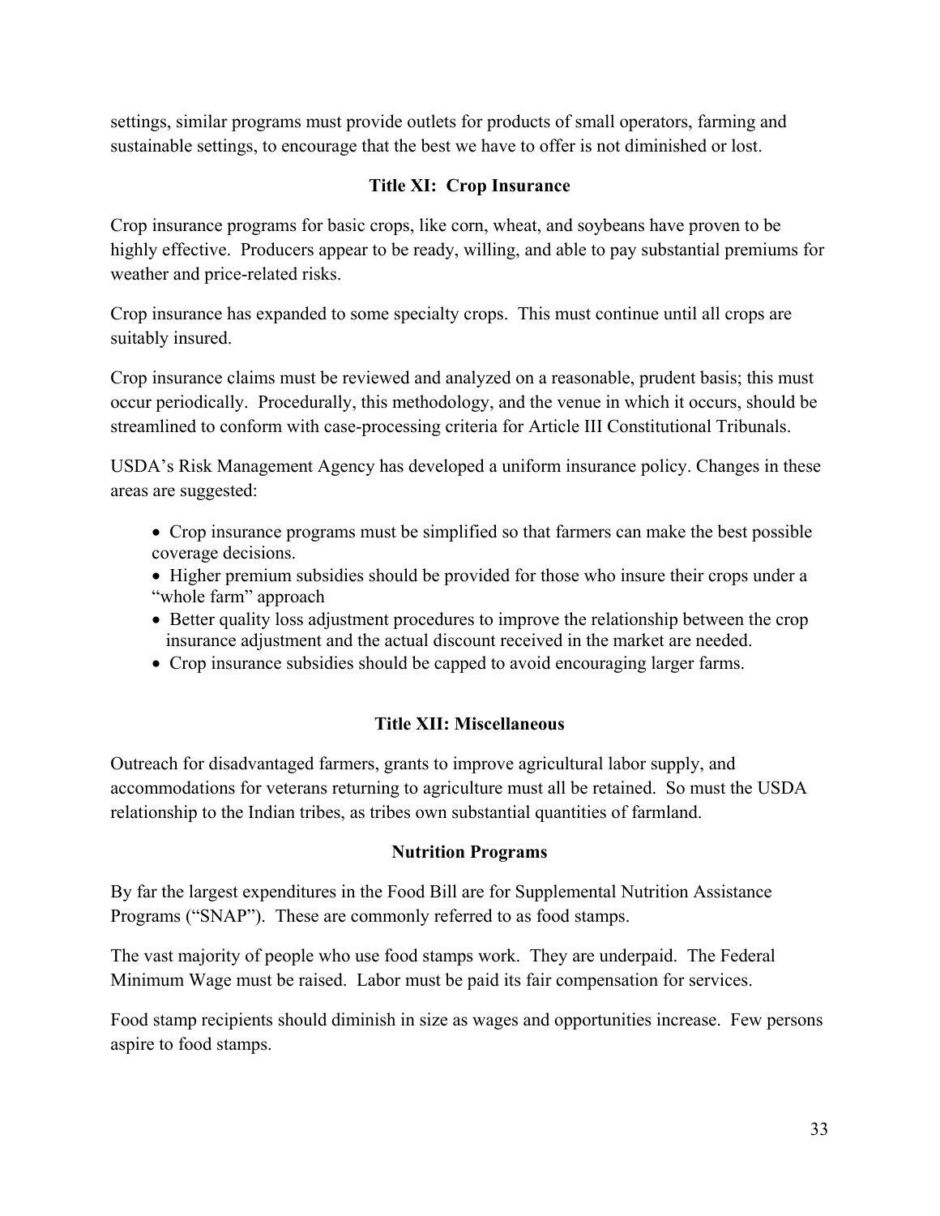settings, similar programs must provide outlets for products of small operators, farming and sustainable settings, to encourage that the best we have to offer is not diminished or lost.

### Title XI: Crop Insurance

Crop insurance programs for basic crops, like corn, wheat, and soybeans have proven to be highly effective. Producers appear to be ready, willing, and able to pay substantial premiums for weather and price-related risks.

Crop insurance has expanded to some specialty crops. This must continue until all crops are suitably insured.

Crop insurance claims must be reviewed and analyzed on a reasonable, prudent basis; this must occur periodically. Procedurally, this methodology, and the venue in which it occurs, should be streamlined to conform with case-processing criteria for Article III Constitutional Tribunals.

USDA's Risk Management Agency has developed a uniform insurance policy. Changes in these areas are suggested:

- Crop insurance programs must be simplified so that farmers can make the best possible coverage decisions.
- Higher premium subsidies should be provided for those who insure their crops under a "whole farm" approach
- Better quality loss adjustment procedures to improve the relationship between the crop insurance adjustment and the actual discount received in the market are needed.
- Crop insurance subsidies should be capped to avoid encouraging larger farms.

### Title XII: Miscellaneous

Outreach for disadvantaged farmers, grants to improve agricultural labor supply, and accommodations for veterans returning to agriculture must all be retained. So must the USDA relationship to the Indian tribes, as tribes own substantial quantities of farmland.

### Nutrition Programs

By far the largest expenditures in the Food Bill are for Supplemental Nutrition Assistance Programs ("SNAP"). These are commonly referred to as food stamps.

The vast majority of people who use food stamps work. They are underpaid. The Federal Minimum Wage must be raised. Labor must be paid its fair compensation for services.

Food stamp recipients should diminish in size as wages and opportunities increase. Few persons aspire to food stamps.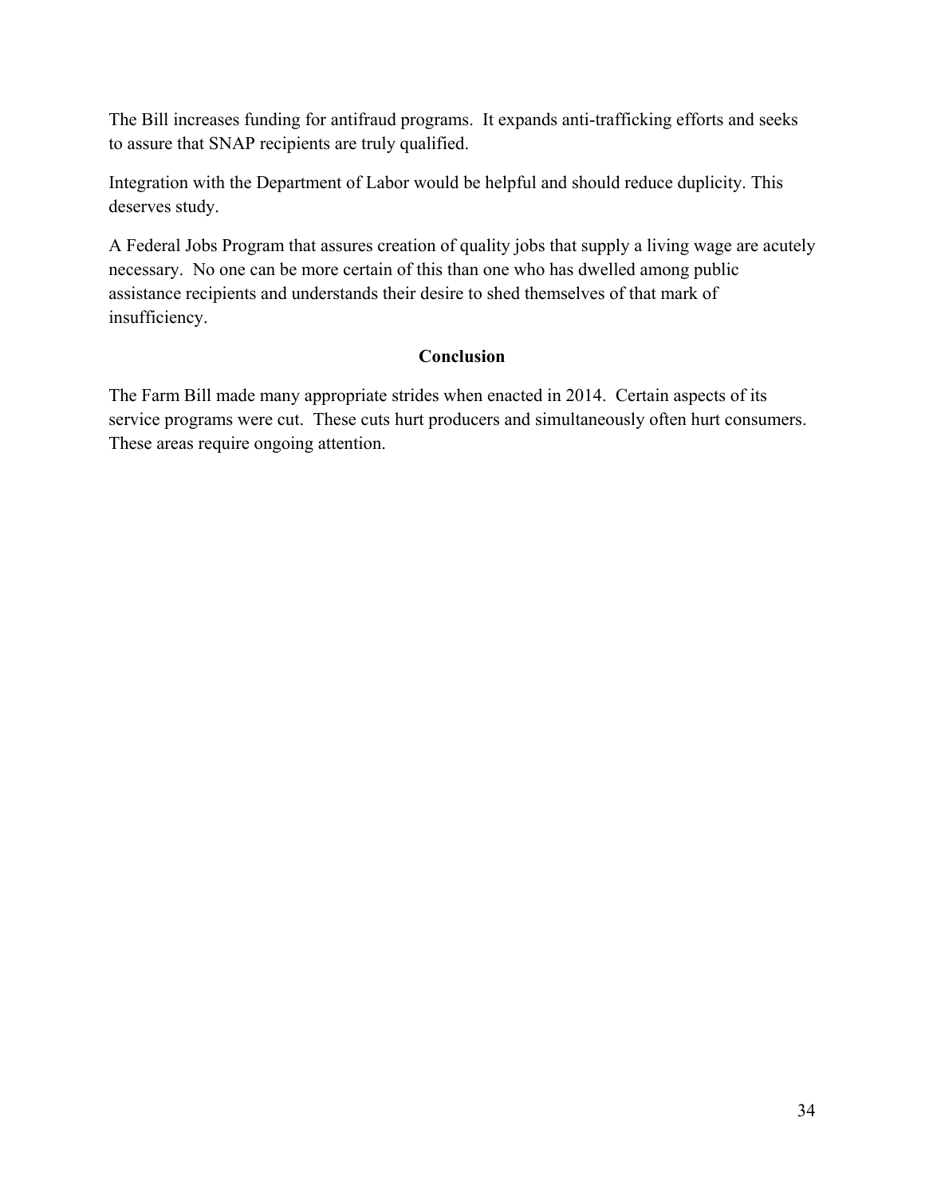The Bill increases funding for antifraud programs. It expands anti-trafficking efforts and seeks to assure that SNAP recipients are truly qualified.

Integration with the Department of Labor would be helpful and should reduce duplicity. This deserves study.

A Federal Jobs Program that assures creation of quality jobs that supply a living wage are acutely necessary. No one can be more certain of this than one who has dwelled among public assistance recipients and understands their desire to shed themselves of that mark of insufficiency.

## Conclusion

The Farm Bill made many appropriate strides when enacted in 2014. Certain aspects of its service programs were cut. These cuts hurt producers and simultaneously often hurt consumers. These areas require ongoing attention.